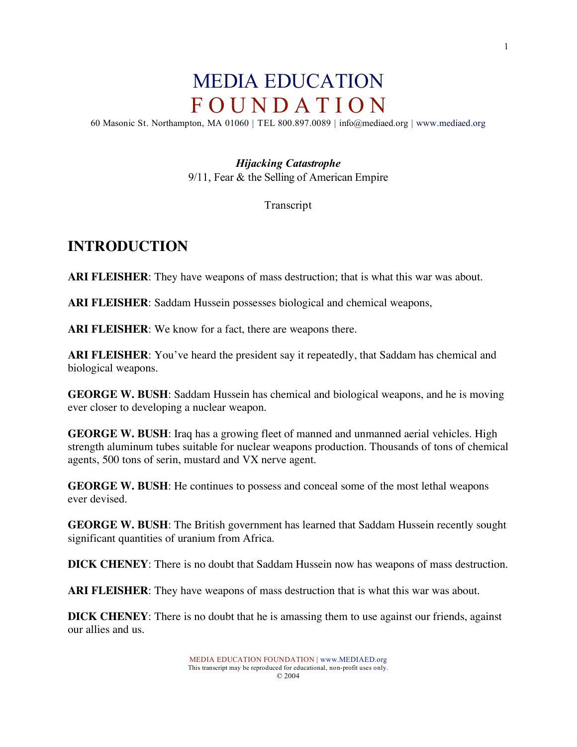# MEDIA EDUCATION FOUNDATION

60 Masonic St. Northampton, MA 01060 | TEL 800.897.0089 | info@mediaed.org | www.mediaed.org

***Hijacking Catastrophe***
9/11, Fear & the Selling of American Empire

Transcript

## INTRODUCTION

**ARI FLEISHER**: They have weapons of mass destruction; that is what this war was about.

**ARI FLEISHER**: Saddam Hussein possesses biological and chemical weapons,

**ARI FLEISHER**: We know for a fact, there are weapons there.

**ARI FLEISHER**: You've heard the president say it repeatedly, that Saddam has chemical and biological weapons.

**GEORGE W. BUSH**: Saddam Hussein has chemical and biological weapons, and he is moving ever closer to developing a nuclear weapon.

**GEORGE W. BUSH**: Iraq has a growing fleet of manned and unmanned aerial vehicles. High strength aluminum tubes suitable for nuclear weapons production. Thousands of tons of chemical agents, 500 tons of serin, mustard and VX nerve agent.

**GEORGE W. BUSH**: He continues to possess and conceal some of the most lethal weapons ever devised.

**GEORGE W. BUSH**: The British government has learned that Saddam Hussein recently sought significant quantities of uranium from Africa.

**DICK CHENEY**: There is no doubt that Saddam Hussein now has weapons of mass destruction.

**ARI FLEISHER**: They have weapons of mass destruction that is what this war was about.

**DICK CHENEY**: There is no doubt that he is amassing them to use against our friends, against our allies and us.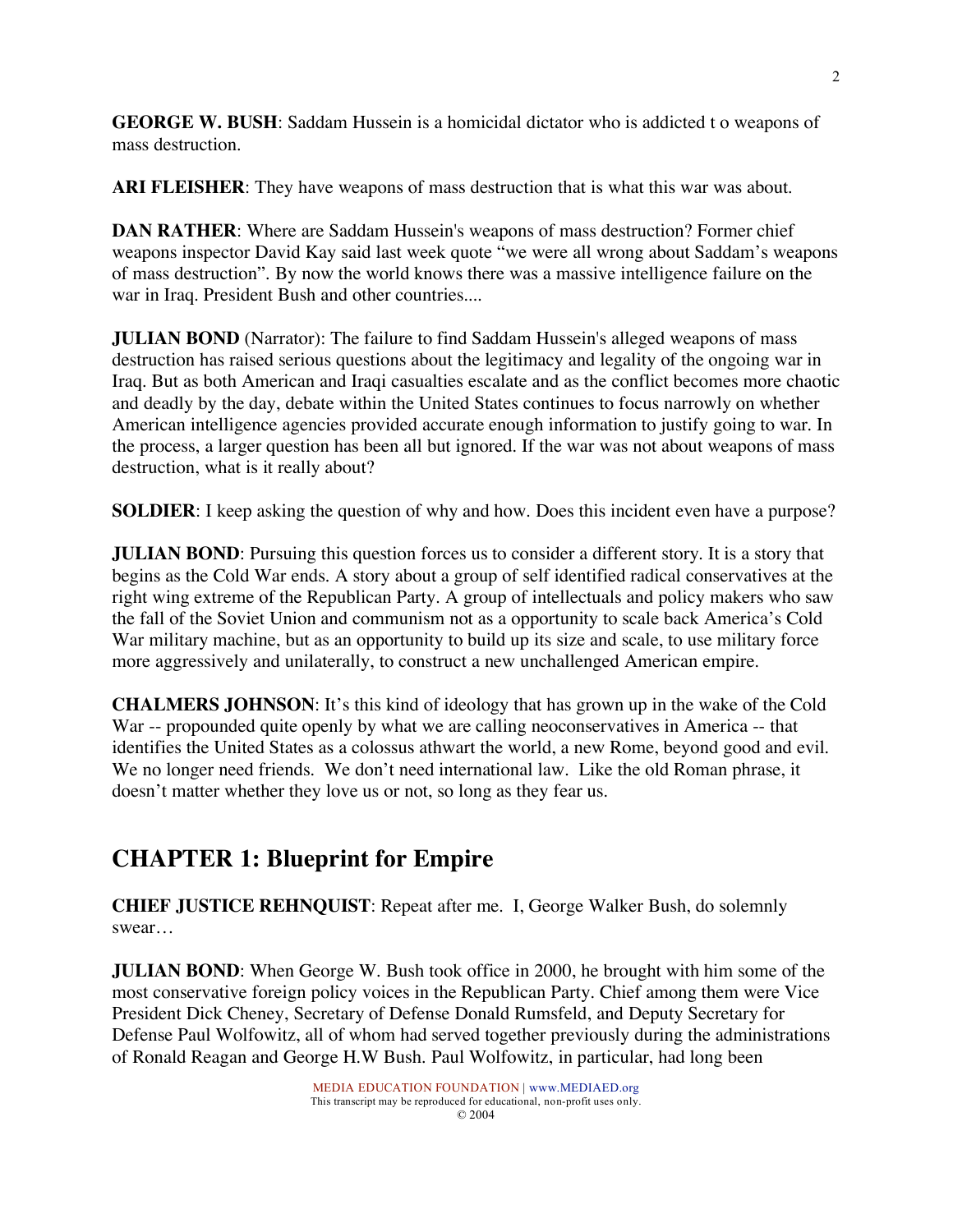**GEORGE W. BUSH**: Saddam Hussein is a homicidal dictator who is addicted t o weapons of mass destruction.

**ARI FLEISHER**: They have weapons of mass destruction that is what this war was about.

**DAN RATHER**: Where are Saddam Hussein's weapons of mass destruction? Former chief weapons inspector David Kay said last week quote "we were all wrong about Saddam's weapons of mass destruction". By now the world knows there was a massive intelligence failure on the war in Iraq. President Bush and other countries....

**JULIAN BOND** (Narrator): The failure to find Saddam Hussein's alleged weapons of mass destruction has raised serious questions about the legitimacy and legality of the ongoing war in Iraq. But as both American and Iraqi casualties escalate and as the conflict becomes more chaotic and deadly by the day, debate within the United States continues to focus narrowly on whether American intelligence agencies provided accurate enough information to justify going to war. In the process, a larger question has been all but ignored. If the war was not about weapons of mass destruction, what is it really about?

**SOLDIER**: I keep asking the question of why and how. Does this incident even have a purpose?

**JULIAN BOND**: Pursuing this question forces us to consider a different story. It is a story that begins as the Cold War ends. A story about a group of self identified radical conservatives at the right wing extreme of the Republican Party. A group of intellectuals and policy makers who saw the fall of the Soviet Union and communism not as a opportunity to scale back America's Cold War military machine, but as an opportunity to build up its size and scale, to use military force more aggressively and unilaterally, to construct a new unchallenged American empire.

**CHALMERS JOHNSON**: It's this kind of ideology that has grown up in the wake of the Cold War -- propounded quite openly by what we are calling neoconservatives in America -- that identifies the United States as a colossus athwart the world, a new Rome, beyond good and evil. We no longer need friends. We don't need international law. Like the old Roman phrase, it doesn't matter whether they love us or not, so long as they fear us.

## CHAPTER 1: Blueprint for Empire

**CHIEF JUSTICE REHNQUIST**: Repeat after me. I, George Walker Bush, do solemnly swear…

**JULIAN BOND**: When George W. Bush took office in 2000, he brought with him some of the most conservative foreign policy voices in the Republican Party. Chief among them were Vice President Dick Cheney, Secretary of Defense Donald Rumsfeld, and Deputy Secretary for Defense Paul Wolfowitz, all of whom had served together previously during the administrations of Ronald Reagan and George H.W Bush. Paul Wolfowitz, in particular, had long been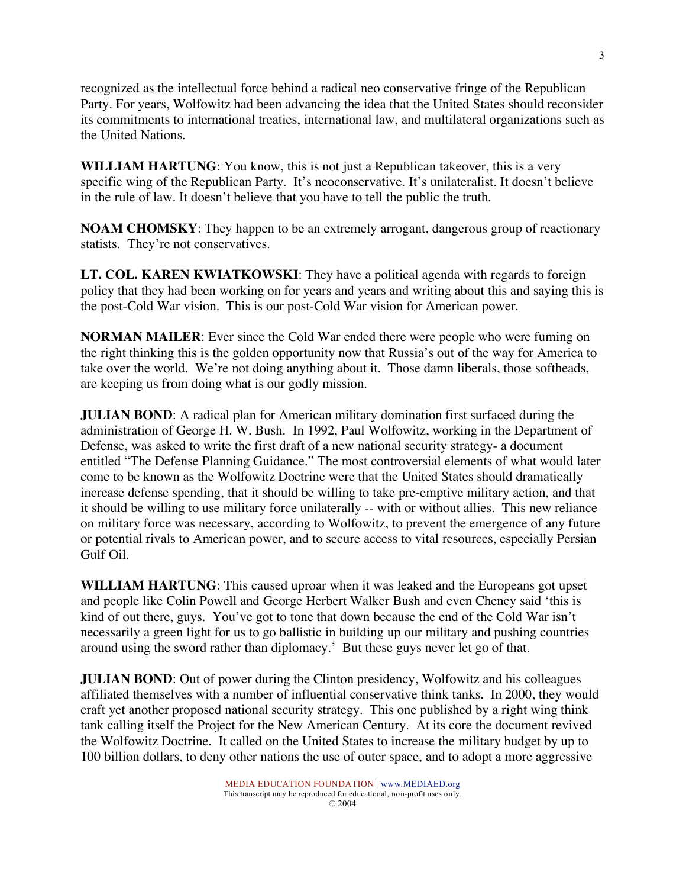recognized as the intellectual force behind a radical neo conservative fringe of the Republican Party. For years, Wolfowitz had been advancing the idea that the United States should reconsider its commitments to international treaties, international law, and multilateral organizations such as the United Nations.

**WILLIAM HARTUNG**: You know, this is not just a Republican takeover, this is a very specific wing of the Republican Party. It's neoconservative. It's unilateralist. It doesn't believe in the rule of law. It doesn't believe that you have to tell the public the truth.

**NOAM CHOMSKY**: They happen to be an extremely arrogant, dangerous group of reactionary statists. They're not conservatives.

**LT. COL. KAREN KWIATKOWSKI**: They have a political agenda with regards to foreign policy that they had been working on for years and years and writing about this and saying this is the post-Cold War vision. This is our post-Cold War vision for American power.

**NORMAN MAILER**: Ever since the Cold War ended there were people who were fuming on the right thinking this is the golden opportunity now that Russia's out of the way for America to take over the world. We're not doing anything about it. Those damn liberals, those softheads, are keeping us from doing what is our godly mission.

**JULIAN BOND**: A radical plan for American military domination first surfaced during the administration of George H. W. Bush. In 1992, Paul Wolfowitz, working in the Department of Defense, was asked to write the first draft of a new national security strategy- a document entitled "The Defense Planning Guidance." The most controversial elements of what would later come to be known as the Wolfowitz Doctrine were that the United States should dramatically increase defense spending, that it should be willing to take pre-emptive military action, and that it should be willing to use military force unilaterally -- with or without allies. This new reliance on military force was necessary, according to Wolfowitz, to prevent the emergence of any future or potential rivals to American power, and to secure access to vital resources, especially Persian Gulf Oil.

**WILLIAM HARTUNG**: This caused uproar when it was leaked and the Europeans got upset and people like Colin Powell and George Herbert Walker Bush and even Cheney said 'this is kind of out there, guys. You've got to tone that down because the end of the Cold War isn't necessarily a green light for us to go ballistic in building up our military and pushing countries around using the sword rather than diplomacy.' But these guys never let go of that.

**JULIAN BOND**: Out of power during the Clinton presidency, Wolfowitz and his colleagues affiliated themselves with a number of influential conservative think tanks. In 2000, they would craft yet another proposed national security strategy. This one published by a right wing think tank calling itself the Project for the New American Century. At its core the document revived the Wolfowitz Doctrine. It called on the United States to increase the military budget by up to 100 billion dollars, to deny other nations the use of outer space, and to adopt a more aggressive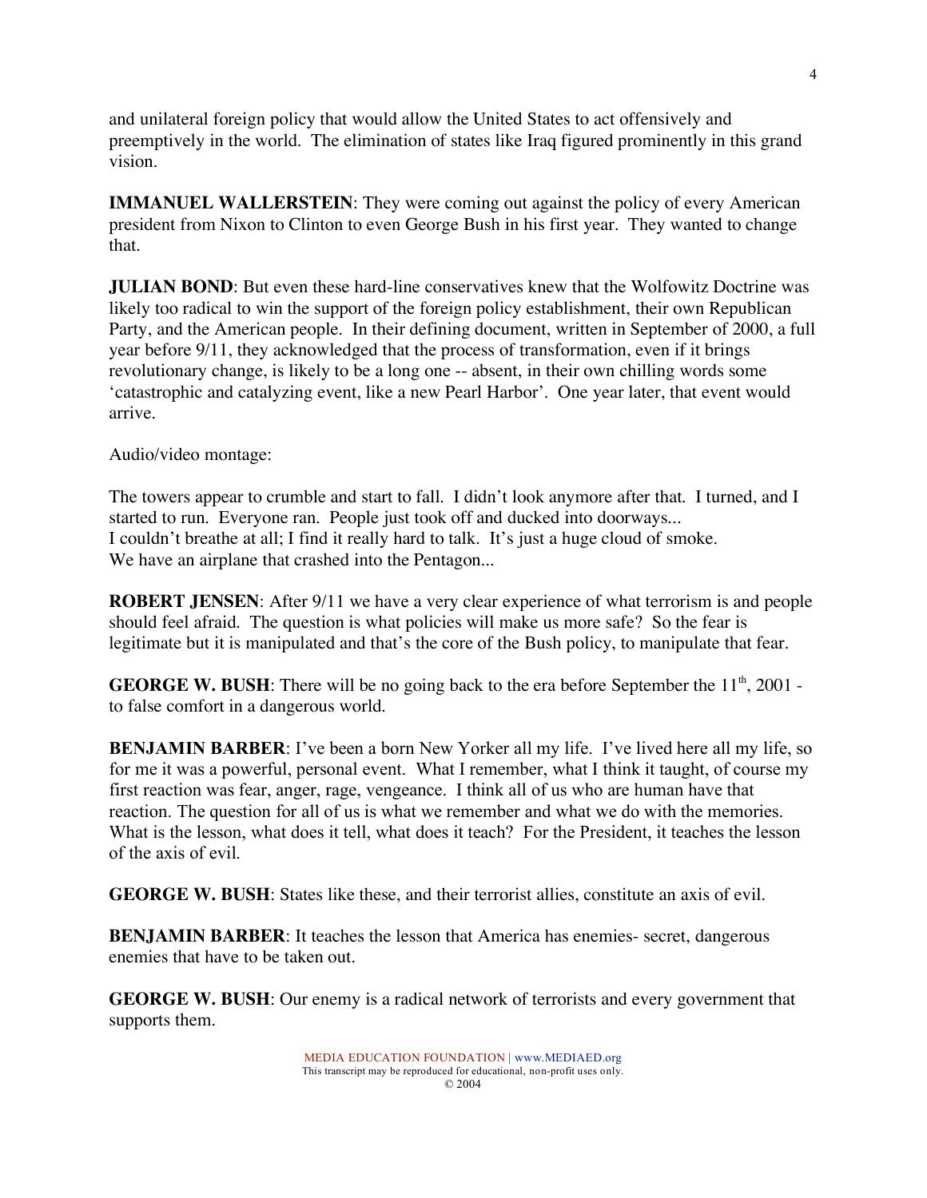and unilateral foreign policy that would allow the United States to act offensively and preemptively in the world. The elimination of states like Iraq figured prominently in this grand vision.

**IMMANUEL WALLERSTEIN**: They were coming out against the policy of every American president from Nixon to Clinton to even George Bush in his first year. They wanted to change that.

**JULIAN BOND**: But even these hard-line conservatives knew that the Wolfowitz Doctrine was likely too radical to win the support of the foreign policy establishment, their own Republican Party, and the American people. In their defining document, written in September of 2000, a full year before 9/11, they acknowledged that the process of transformation, even if it brings revolutionary change, is likely to be a long one -- absent, in their own chilling words some 'catastrophic and catalyzing event, like a new Pearl Harbor'. One year later, that event would arrive.

Audio/video montage:

The towers appear to crumble and start to fall. I didn't look anymore after that. I turned, and I started to run. Everyone ran. People just took off and ducked into doorways...
I couldn't breathe at all; I find it really hard to talk. It's just a huge cloud of smoke.
We have an airplane that crashed into the Pentagon...

**ROBERT JENSEN**: After 9/11 we have a very clear experience of what terrorism is and people should feel afraid. The question is what policies will make us more safe? So the fear is legitimate but it is manipulated and that's the core of the Bush policy, to manipulate that fear.

**GEORGE W. BUSH**: There will be no going back to the era before September the 11th, 2001 - to false comfort in a dangerous world.

**BENJAMIN BARBER**: I've been a born New Yorker all my life. I've lived here all my life, so for me it was a powerful, personal event. What I remember, what I think it taught, of course my first reaction was fear, anger, rage, vengeance. I think all of us who are human have that reaction. The question for all of us is what we remember and what we do with the memories. What is the lesson, what does it tell, what does it teach? For the President, it teaches the lesson of the axis of evil.

**GEORGE W. BUSH**: States like these, and their terrorist allies, constitute an axis of evil.

**BENJAMIN BARBER**: It teaches the lesson that America has enemies- secret, dangerous enemies that have to be taken out.

**GEORGE W. BUSH**: Our enemy is a radical network of terrorists and every government that supports them.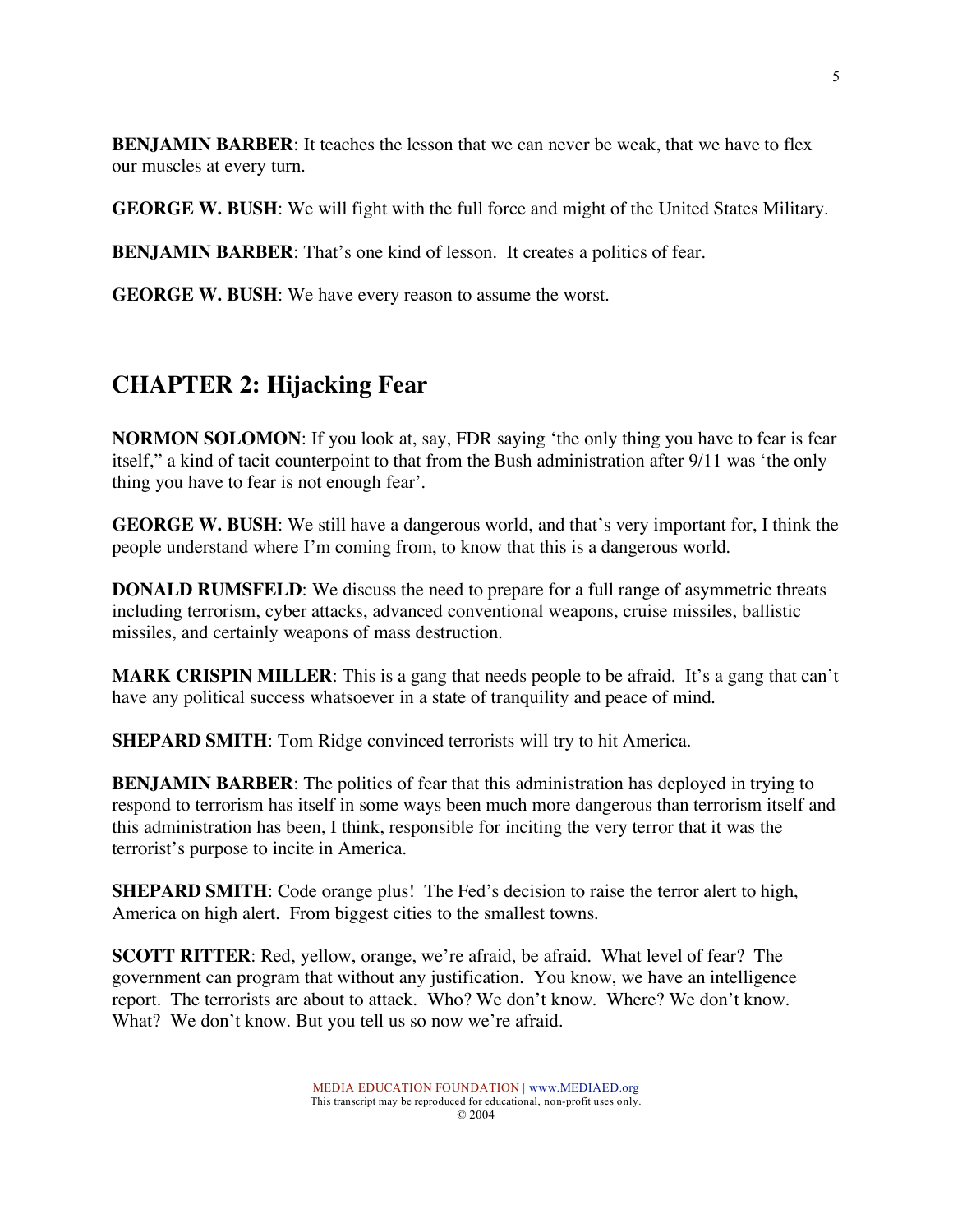**BENJAMIN BARBER**: It teaches the lesson that we can never be weak, that we have to flex our muscles at every turn.

**GEORGE W. BUSH**: We will fight with the full force and might of the United States Military.

**BENJAMIN BARBER**: That's one kind of lesson. It creates a politics of fear.

**GEORGE W. BUSH**: We have every reason to assume the worst.

## CHAPTER 2: Hijacking Fear

**NORMON SOLOMON**: If you look at, say, FDR saying 'the only thing you have to fear is fear itself," a kind of tacit counterpoint to that from the Bush administration after 9/11 was 'the only thing you have to fear is not enough fear'.

**GEORGE W. BUSH**: We still have a dangerous world, and that's very important for, I think the people understand where I'm coming from, to know that this is a dangerous world.

**DONALD RUMSFELD**: We discuss the need to prepare for a full range of asymmetric threats including terrorism, cyber attacks, advanced conventional weapons, cruise missiles, ballistic missiles, and certainly weapons of mass destruction.

**MARK CRISPIN MILLER**: This is a gang that needs people to be afraid. It's a gang that can't have any political success whatsoever in a state of tranquility and peace of mind.

**SHEPARD SMITH**: Tom Ridge convinced terrorists will try to hit America.

**BENJAMIN BARBER**: The politics of fear that this administration has deployed in trying to respond to terrorism has itself in some ways been much more dangerous than terrorism itself and this administration has been, I think, responsible for inciting the very terror that it was the terrorist's purpose to incite in America.

**SHEPARD SMITH**: Code orange plus! The Fed's decision to raise the terror alert to high, America on high alert. From biggest cities to the smallest towns.

**SCOTT RITTER**: Red, yellow, orange, we're afraid, be afraid. What level of fear? The government can program that without any justification. You know, we have an intelligence report. The terrorists are about to attack. Who? We don't know. Where? We don't know. What? We don't know. But you tell us so now we're afraid.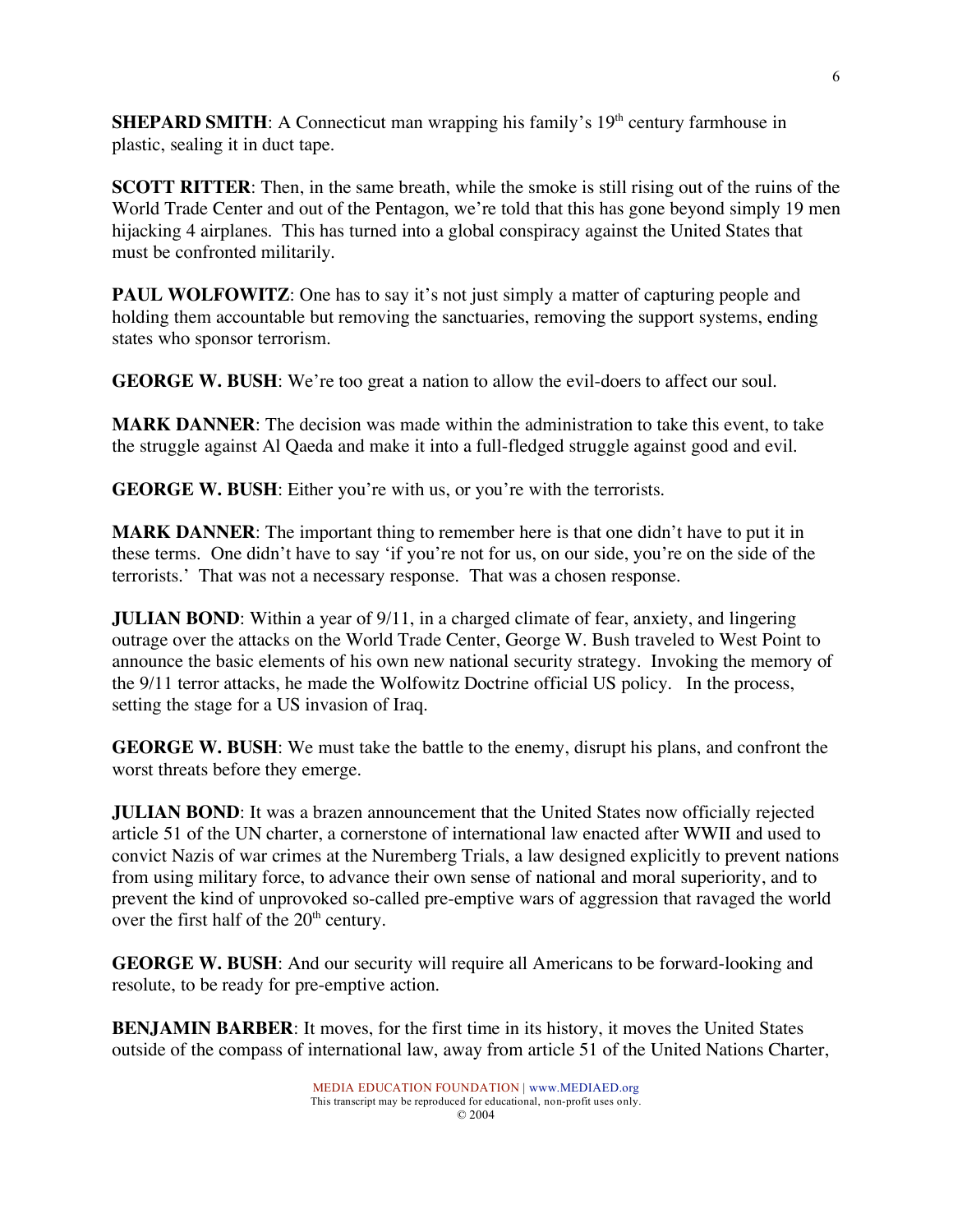**SHEPARD SMITH**: A Connecticut man wrapping his family's 19th century farmhouse in plastic, sealing it in duct tape.

**SCOTT RITTER**: Then, in the same breath, while the smoke is still rising out of the ruins of the World Trade Center and out of the Pentagon, we're told that this has gone beyond simply 19 men hijacking 4 airplanes. This has turned into a global conspiracy against the United States that must be confronted militarily.

**PAUL WOLFOWITZ**: One has to say it's not just simply a matter of capturing people and holding them accountable but removing the sanctuaries, removing the support systems, ending states who sponsor terrorism.

**GEORGE W. BUSH**: We're too great a nation to allow the evil-doers to affect our soul.

**MARK DANNER**: The decision was made within the administration to take this event, to take the struggle against Al Qaeda and make it into a full-fledged struggle against good and evil.

**GEORGE W. BUSH**: Either you're with us, or you're with the terrorists.

**MARK DANNER**: The important thing to remember here is that one didn't have to put it in these terms. One didn't have to say 'if you're not for us, on our side, you're on the side of the terrorists.' That was not a necessary response. That was a chosen response.

**JULIAN BOND**: Within a year of 9/11, in a charged climate of fear, anxiety, and lingering outrage over the attacks on the World Trade Center, George W. Bush traveled to West Point to announce the basic elements of his own new national security strategy. Invoking the memory of the 9/11 terror attacks, he made the Wolfowitz Doctrine official US policy. In the process, setting the stage for a US invasion of Iraq.

**GEORGE W. BUSH**: We must take the battle to the enemy, disrupt his plans, and confront the worst threats before they emerge.

**JULIAN BOND**: It was a brazen announcement that the United States now officially rejected article 51 of the UN charter, a cornerstone of international law enacted after WWII and used to convict Nazis of war crimes at the Nuremberg Trials, a law designed explicitly to prevent nations from using military force, to advance their own sense of national and moral superiority, and to prevent the kind of unprovoked so-called pre-emptive wars of aggression that ravaged the world over the first half of the 20th century.

**GEORGE W. BUSH**: And our security will require all Americans to be forward-looking and resolute, to be ready for pre-emptive action.

**BENJAMIN BARBER**: It moves, for the first time in its history, it moves the United States outside of the compass of international law, away from article 51 of the United Nations Charter,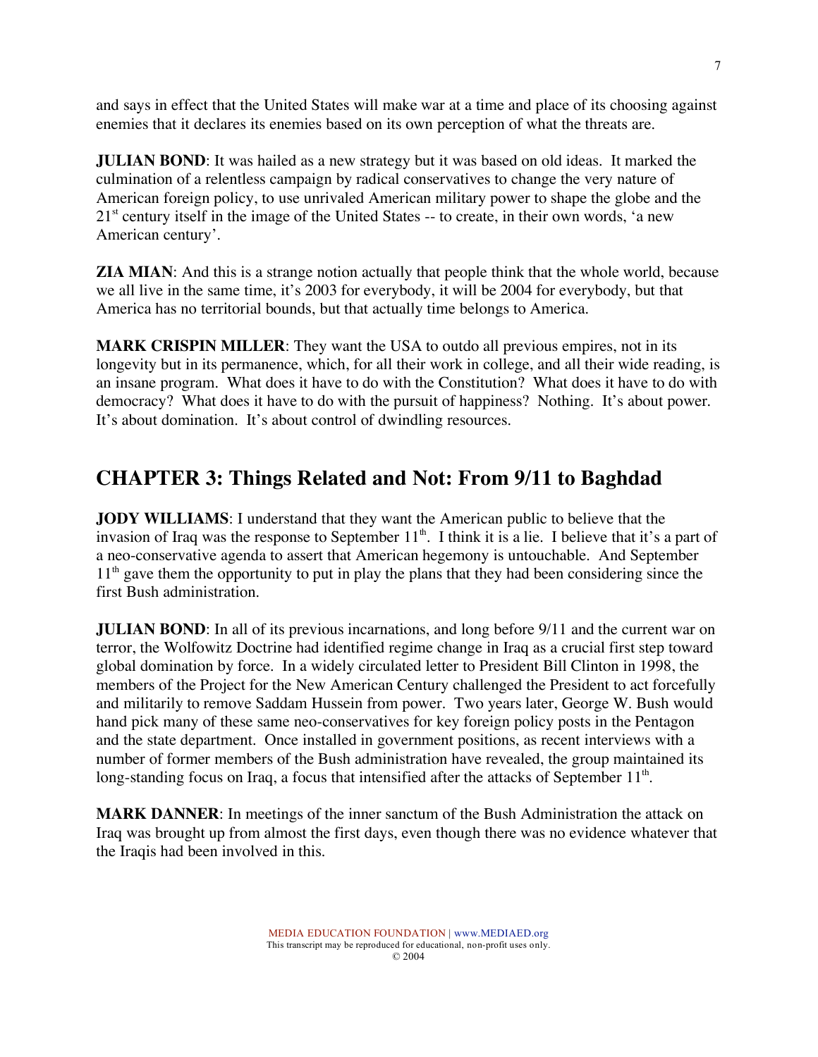and says in effect that the United States will make war at a time and place of its choosing against enemies that it declares its enemies based on its own perception of what the threats are.

**JULIAN BOND**: It was hailed as a new strategy but it was based on old ideas. It marked the culmination of a relentless campaign by radical conservatives to change the very nature of American foreign policy, to use unrivaled American military power to shape the globe and the 21st century itself in the image of the United States -- to create, in their own words, 'a new American century'.

**ZIA MIAN**: And this is a strange notion actually that people think that the whole world, because we all live in the same time, it's 2003 for everybody, it will be 2004 for everybody, but that America has no territorial bounds, but that actually time belongs to America.

**MARK CRISPIN MILLER**: They want the USA to outdo all previous empires, not in its longevity but in its permanence, which, for all their work in college, and all their wide reading, is an insane program. What does it have to do with the Constitution? What does it have to do with democracy? What does it have to do with the pursuit of happiness? Nothing. It's about power. It's about domination. It's about control of dwindling resources.

## CHAPTER 3: Things Related and Not: From 9/11 to Baghdad

**JODY WILLIAMS**: I understand that they want the American public to believe that the invasion of Iraq was the response to September 11th. I think it is a lie. I believe that it's a part of a neo-conservative agenda to assert that American hegemony is untouchable. And September 11th gave them the opportunity to put in play the plans that they had been considering since the first Bush administration.

**JULIAN BOND**: In all of its previous incarnations, and long before 9/11 and the current war on terror, the Wolfowitz Doctrine had identified regime change in Iraq as a crucial first step toward global domination by force. In a widely circulated letter to President Bill Clinton in 1998, the members of the Project for the New American Century challenged the President to act forcefully and militarily to remove Saddam Hussein from power. Two years later, George W. Bush would hand pick many of these same neo-conservatives for key foreign policy posts in the Pentagon and the state department. Once installed in government positions, as recent interviews with a number of former members of the Bush administration have revealed, the group maintained its long-standing focus on Iraq, a focus that intensified after the attacks of September 11th.

**MARK DANNER**: In meetings of the inner sanctum of the Bush Administration the attack on Iraq was brought up from almost the first days, even though there was no evidence whatever that the Iraqis had been involved in this.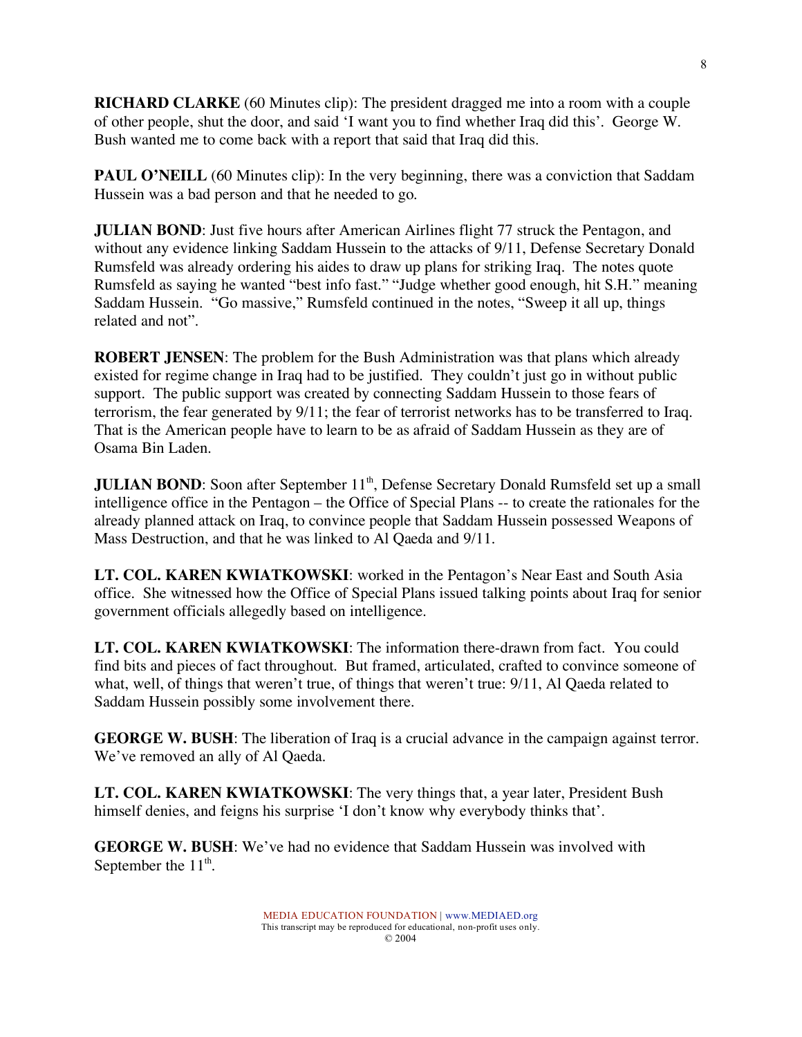**RICHARD CLARKE** (60 Minutes clip): The president dragged me into a room with a couple of other people, shut the door, and said 'I want you to find whether Iraq did this'. George W. Bush wanted me to come back with a report that said that Iraq did this.

**PAUL O'NEILL** (60 Minutes clip): In the very beginning, there was a conviction that Saddam Hussein was a bad person and that he needed to go.

**JULIAN BOND**: Just five hours after American Airlines flight 77 struck the Pentagon, and without any evidence linking Saddam Hussein to the attacks of 9/11, Defense Secretary Donald Rumsfeld was already ordering his aides to draw up plans for striking Iraq. The notes quote Rumsfeld as saying he wanted "best info fast." "Judge whether good enough, hit S.H." meaning Saddam Hussein. "Go massive," Rumsfeld continued in the notes, "Sweep it all up, things related and not".

**ROBERT JENSEN**: The problem for the Bush Administration was that plans which already existed for regime change in Iraq had to be justified. They couldn't just go in without public support. The public support was created by connecting Saddam Hussein to those fears of terrorism, the fear generated by 9/11; the fear of terrorist networks has to be transferred to Iraq. That is the American people have to learn to be as afraid of Saddam Hussein as they are of Osama Bin Laden.

**JULIAN BOND**: Soon after September 11th, Defense Secretary Donald Rumsfeld set up a small intelligence office in the Pentagon – the Office of Special Plans -- to create the rationales for the already planned attack on Iraq, to convince people that Saddam Hussein possessed Weapons of Mass Destruction, and that he was linked to Al Qaeda and 9/11.

**LT. COL. KAREN KWIATKOWSKI**: worked in the Pentagon's Near East and South Asia office. She witnessed how the Office of Special Plans issued talking points about Iraq for senior government officials allegedly based on intelligence.

**LT. COL. KAREN KWIATKOWSKI**: The information there-drawn from fact. You could find bits and pieces of fact throughout. But framed, articulated, crafted to convince someone of what, well, of things that weren't true, of things that weren't true: 9/11, Al Qaeda related to Saddam Hussein possibly some involvement there.

**GEORGE W. BUSH**: The liberation of Iraq is a crucial advance in the campaign against terror. We've removed an ally of Al Qaeda.

**LT. COL. KAREN KWIATKOWSKI**: The very things that, a year later, President Bush himself denies, and feigns his surprise 'I don't know why everybody thinks that'.

**GEORGE W. BUSH**: We've had no evidence that Saddam Hussein was involved with September the 11th.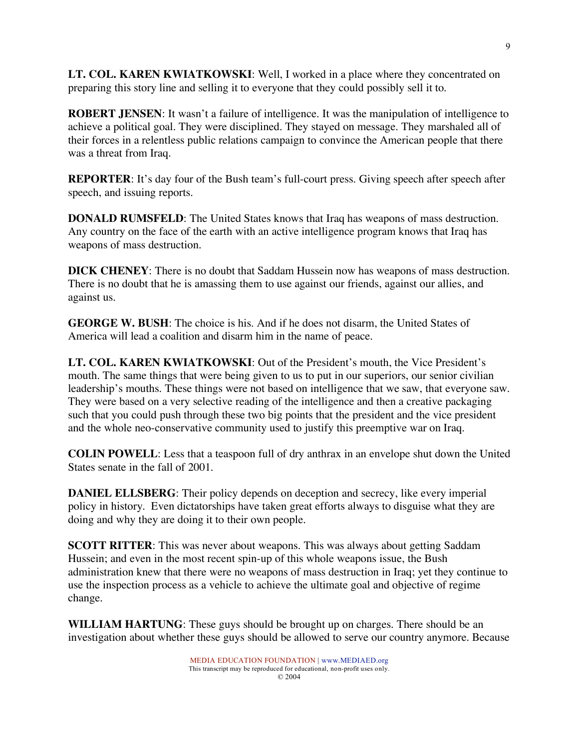**LT. COL. KAREN KWIATKOWSKI**: Well, I worked in a place where they concentrated on preparing this story line and selling it to everyone that they could possibly sell it to.

**ROBERT JENSEN**: It wasn't a failure of intelligence. It was the manipulation of intelligence to achieve a political goal. They were disciplined. They stayed on message. They marshaled all of their forces in a relentless public relations campaign to convince the American people that there was a threat from Iraq.

**REPORTER**: It's day four of the Bush team's full-court press. Giving speech after speech after speech, and issuing reports.

**DONALD RUMSFELD**: The United States knows that Iraq has weapons of mass destruction. Any country on the face of the earth with an active intelligence program knows that Iraq has weapons of mass destruction.

**DICK CHENEY**: There is no doubt that Saddam Hussein now has weapons of mass destruction. There is no doubt that he is amassing them to use against our friends, against our allies, and against us.

**GEORGE W. BUSH**: The choice is his. And if he does not disarm, the United States of America will lead a coalition and disarm him in the name of peace.

**LT. COL. KAREN KWIATKOWSKI**: Out of the President's mouth, the Vice President's mouth. The same things that were being given to us to put in our superiors, our senior civilian leadership's mouths. These things were not based on intelligence that we saw, that everyone saw. They were based on a very selective reading of the intelligence and then a creative packaging such that you could push through these two big points that the president and the vice president and the whole neo-conservative community used to justify this preemptive war on Iraq.

**COLIN POWELL**: Less that a teaspoon full of dry anthrax in an envelope shut down the United States senate in the fall of 2001.

**DANIEL ELLSBERG**: Their policy depends on deception and secrecy, like every imperial policy in history. Even dictatorships have taken great efforts always to disguise what they are doing and why they are doing it to their own people.

**SCOTT RITTER**: This was never about weapons. This was always about getting Saddam Hussein; and even in the most recent spin-up of this whole weapons issue, the Bush administration knew that there were no weapons of mass destruction in Iraq; yet they continue to use the inspection process as a vehicle to achieve the ultimate goal and objective of regime change.

**WILLIAM HARTUNG**: These guys should be brought up on charges. There should be an investigation about whether these guys should be allowed to serve our country anymore. Because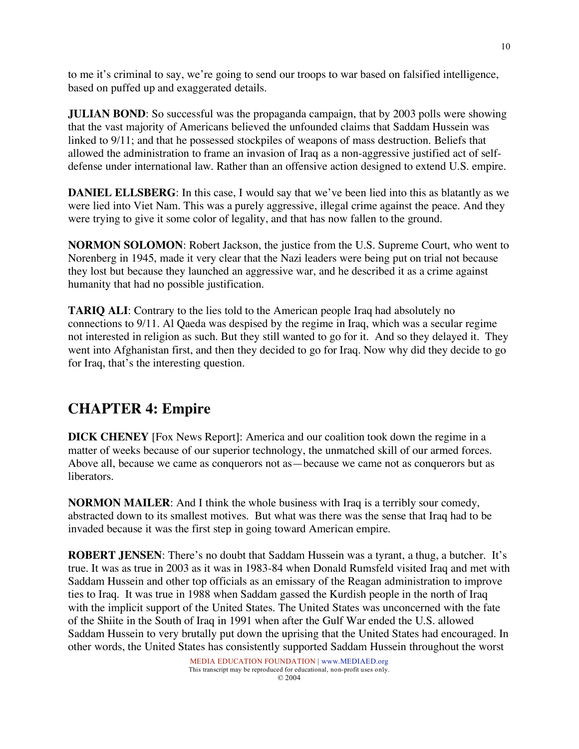to me it's criminal to say, we're going to send our troops to war based on falsified intelligence, based on puffed up and exaggerated details.

**JULIAN BOND**: So successful was the propaganda campaign, that by 2003 polls were showing that the vast majority of Americans believed the unfounded claims that Saddam Hussein was linked to 9/11; and that he possessed stockpiles of weapons of mass destruction. Beliefs that allowed the administration to frame an invasion of Iraq as a non-aggressive justified act of self-defense under international law. Rather than an offensive action designed to extend U.S. empire.

**DANIEL ELLSBERG**: In this case, I would say that we've been lied into this as blatantly as we were lied into Viet Nam. This was a purely aggressive, illegal crime against the peace. And they were trying to give it some color of legality, and that has now fallen to the ground.

**NORMON SOLOMON**: Robert Jackson, the justice from the U.S. Supreme Court, who went to Norenberg in 1945, made it very clear that the Nazi leaders were being put on trial not because they lost but because they launched an aggressive war, and he described it as a crime against humanity that had no possible justification.

**TARIQ ALI**: Contrary to the lies told to the American people Iraq had absolutely no connections to 9/11. Al Qaeda was despised by the regime in Iraq, which was a secular regime not interested in religion as such. But they still wanted to go for it. And so they delayed it. They went into Afghanistan first, and then they decided to go for Iraq. Now why did they decide to go for Iraq, that's the interesting question.

## CHAPTER 4: Empire

**DICK CHENEY** [Fox News Report]: America and our coalition took down the regime in a matter of weeks because of our superior technology, the unmatched skill of our armed forces. Above all, because we came as conquerors not as—because we came not as conquerors but as liberators.

**NORMON MAILER**: And I think the whole business with Iraq is a terribly sour comedy, abstracted down to its smallest motives. But what was there was the sense that Iraq had to be invaded because it was the first step in going toward American empire.

**ROBERT JENSEN**: There's no doubt that Saddam Hussein was a tyrant, a thug, a butcher. It's true. It was as true in 2003 as it was in 1983-84 when Donald Rumsfeld visited Iraq and met with Saddam Hussein and other top officials as an emissary of the Reagan administration to improve ties to Iraq. It was true in 1988 when Saddam gassed the Kurdish people in the north of Iraq with the implicit support of the United States. The United States was unconcerned with the fate of the Shiite in the South of Iraq in 1991 when after the Gulf War ended the U.S. allowed Saddam Hussein to very brutally put down the uprising that the United States had encouraged. In other words, the United States has consistently supported Saddam Hussein throughout the worst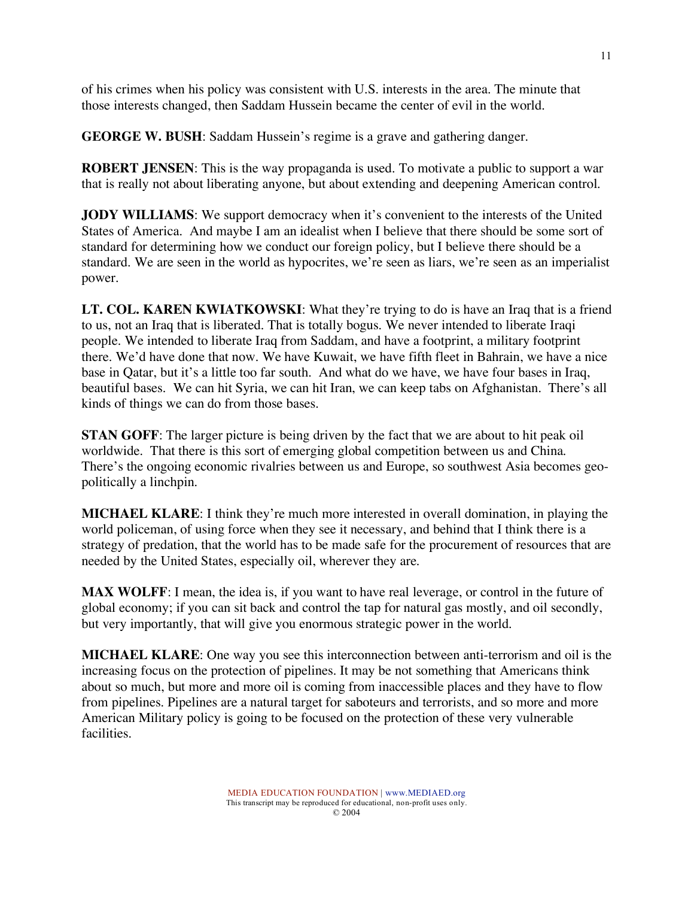of his crimes when his policy was consistent with U.S. interests in the area. The minute that those interests changed, then Saddam Hussein became the center of evil in the world.

**GEORGE W. BUSH**: Saddam Hussein's regime is a grave and gathering danger.

**ROBERT JENSEN**: This is the way propaganda is used. To motivate a public to support a war that is really not about liberating anyone, but about extending and deepening American control.

**JODY WILLIAMS**: We support democracy when it's convenient to the interests of the United States of America. And maybe I am an idealist when I believe that there should be some sort of standard for determining how we conduct our foreign policy, but I believe there should be a standard. We are seen in the world as hypocrites, we're seen as liars, we're seen as an imperialist power.

**LT. COL. KAREN KWIATKOWSKI**: What they're trying to do is have an Iraq that is a friend to us, not an Iraq that is liberated. That is totally bogus. We never intended to liberate Iraqi people. We intended to liberate Iraq from Saddam, and have a footprint, a military footprint there. We'd have done that now. We have Kuwait, we have fifth fleet in Bahrain, we have a nice base in Qatar, but it's a little too far south. And what do we have, we have four bases in Iraq, beautiful bases. We can hit Syria, we can hit Iran, we can keep tabs on Afghanistan. There's all kinds of things we can do from those bases.

**STAN GOFF**: The larger picture is being driven by the fact that we are about to hit peak oil worldwide. That there is this sort of emerging global competition between us and China. There's the ongoing economic rivalries between us and Europe, so southwest Asia becomes geo-politically a linchpin.

**MICHAEL KLARE**: I think they're much more interested in overall domination, in playing the world policeman, of using force when they see it necessary, and behind that I think there is a strategy of predation, that the world has to be made safe for the procurement of resources that are needed by the United States, especially oil, wherever they are.

**MAX WOLFF**: I mean, the idea is, if you want to have real leverage, or control in the future of global economy; if you can sit back and control the tap for natural gas mostly, and oil secondly, but very importantly, that will give you enormous strategic power in the world.

**MICHAEL KLARE**: One way you see this interconnection between anti-terrorism and oil is the increasing focus on the protection of pipelines. It may be not something that Americans think about so much, but more and more oil is coming from inaccessible places and they have to flow from pipelines. Pipelines are a natural target for saboteurs and terrorists, and so more and more American Military policy is going to be focused on the protection of these very vulnerable facilities.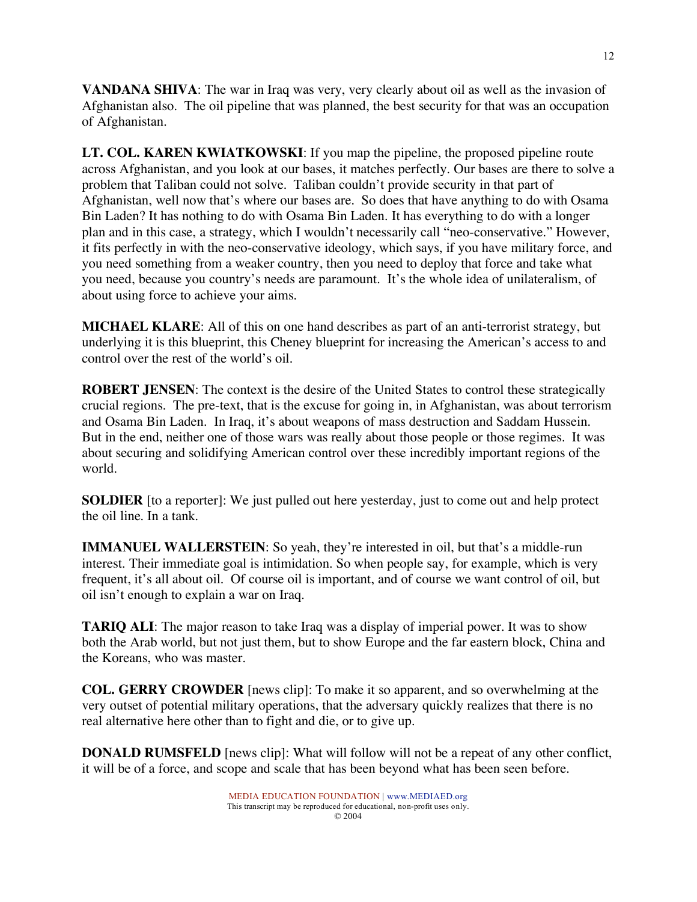**VANDANA SHIVA**: The war in Iraq was very, very clearly about oil as well as the invasion of Afghanistan also. The oil pipeline that was planned, the best security for that was an occupation of Afghanistan.

**LT. COL. KAREN KWIATKOWSKI**: If you map the pipeline, the proposed pipeline route across Afghanistan, and you look at our bases, it matches perfectly. Our bases are there to solve a problem that Taliban could not solve. Taliban couldn't provide security in that part of Afghanistan, well now that's where our bases are. So does that have anything to do with Osama Bin Laden? It has nothing to do with Osama Bin Laden. It has everything to do with a longer plan and in this case, a strategy, which I wouldn't necessarily call "neo-conservative." However, it fits perfectly in with the neo-conservative ideology, which says, if you have military force, and you need something from a weaker country, then you need to deploy that force and take what you need, because you country's needs are paramount. It's the whole idea of unilateralism, of about using force to achieve your aims.

**MICHAEL KLARE**: All of this on one hand describes as part of an anti-terrorist strategy, but underlying it is this blueprint, this Cheney blueprint for increasing the American's access to and control over the rest of the world's oil.

**ROBERT JENSEN**: The context is the desire of the United States to control these strategically crucial regions. The pre-text, that is the excuse for going in, in Afghanistan, was about terrorism and Osama Bin Laden. In Iraq, it's about weapons of mass destruction and Saddam Hussein. But in the end, neither one of those wars was really about those people or those regimes. It was about securing and solidifying American control over these incredibly important regions of the world.

**SOLDIER** [to a reporter]: We just pulled out here yesterday, just to come out and help protect the oil line. In a tank.

**IMMANUEL WALLERSTEIN**: So yeah, they're interested in oil, but that's a middle-run interest. Their immediate goal is intimidation. So when people say, for example, which is very frequent, it's all about oil. Of course oil is important, and of course we want control of oil, but oil isn't enough to explain a war on Iraq.

**TARIQ ALI**: The major reason to take Iraq was a display of imperial power. It was to show both the Arab world, but not just them, but to show Europe and the far eastern block, China and the Koreans, who was master.

**COL. GERRY CROWDER** [news clip]: To make it so apparent, and so overwhelming at the very outset of potential military operations, that the adversary quickly realizes that there is no real alternative here other than to fight and die, or to give up.

**DONALD RUMSFELD** [news clip]: What will follow will not be a repeat of any other conflict, it will be of a force, and scope and scale that has been beyond what has been seen before.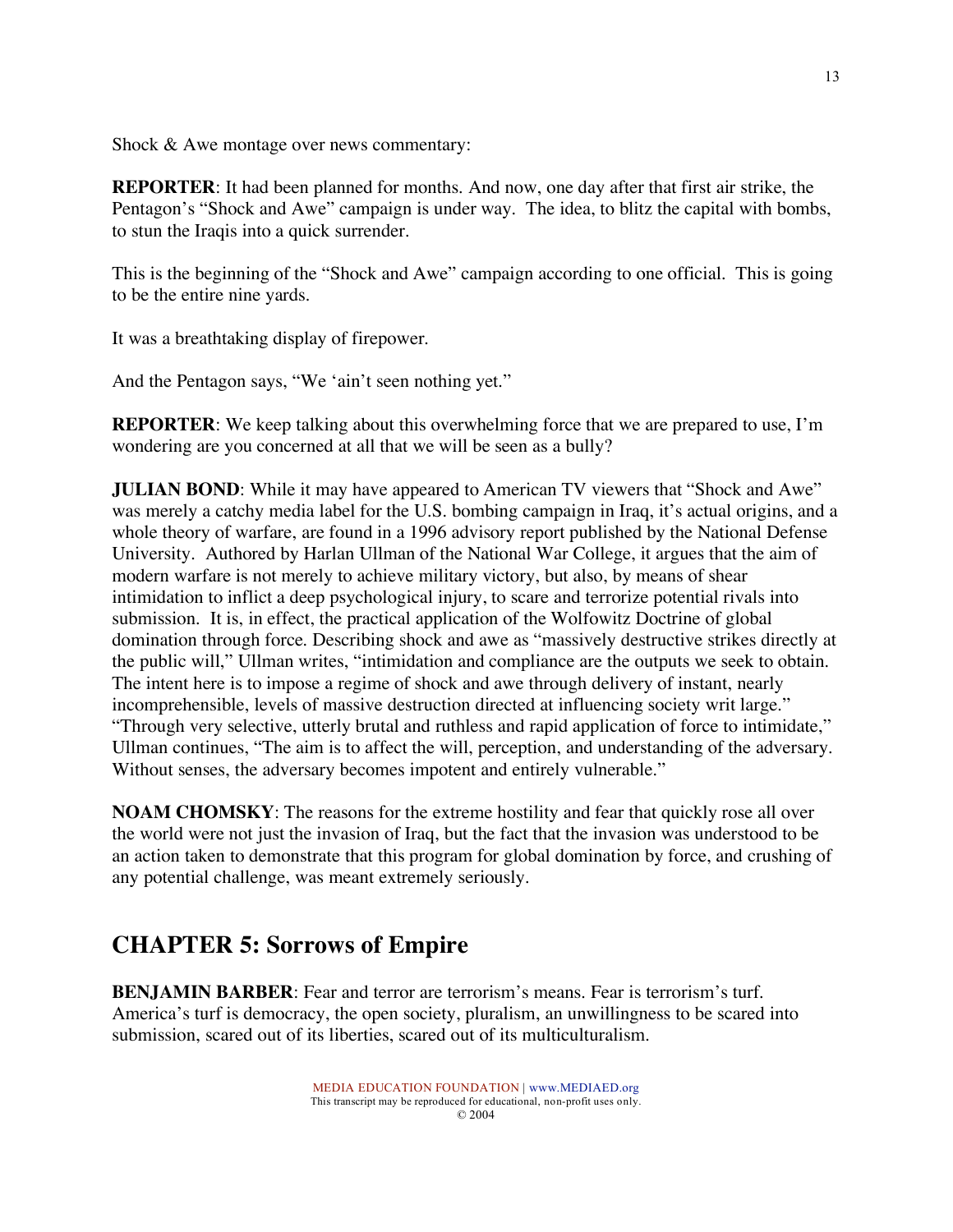Shock & Awe montage over news commentary:

**REPORTER**: It had been planned for months. And now, one day after that first air strike, the Pentagon's "Shock and Awe" campaign is under way. The idea, to blitz the capital with bombs, to stun the Iraqis into a quick surrender.

This is the beginning of the "Shock and Awe" campaign according to one official. This is going to be the entire nine yards.

It was a breathtaking display of firepower.

And the Pentagon says, "We 'ain't seen nothing yet."

**REPORTER**: We keep talking about this overwhelming force that we are prepared to use, I'm wondering are you concerned at all that we will be seen as a bully?

**JULIAN BOND**: While it may have appeared to American TV viewers that "Shock and Awe" was merely a catchy media label for the U.S. bombing campaign in Iraq, it's actual origins, and a whole theory of warfare, are found in a 1996 advisory report published by the National Defense University. Authored by Harlan Ullman of the National War College, it argues that the aim of modern warfare is not merely to achieve military victory, but also, by means of shear intimidation to inflict a deep psychological injury, to scare and terrorize potential rivals into submission. It is, in effect, the practical application of the Wolfowitz Doctrine of global domination through force. Describing shock and awe as "massively destructive strikes directly at the public will," Ullman writes, "intimidation and compliance are the outputs we seek to obtain. The intent here is to impose a regime of shock and awe through delivery of instant, nearly incomprehensible, levels of massive destruction directed at influencing society writ large." "Through very selective, utterly brutal and ruthless and rapid application of force to intimidate," Ullman continues, "The aim is to affect the will, perception, and understanding of the adversary. Without senses, the adversary becomes impotent and entirely vulnerable."

**NOAM CHOMSKY**: The reasons for the extreme hostility and fear that quickly rose all over the world were not just the invasion of Iraq, but the fact that the invasion was understood to be an action taken to demonstrate that this program for global domination by force, and crushing of any potential challenge, was meant extremely seriously.

## CHAPTER 5: Sorrows of Empire

**BENJAMIN BARBER**: Fear and terror are terrorism's means. Fear is terrorism's turf. America's turf is democracy, the open society, pluralism, an unwillingness to be scared into submission, scared out of its liberties, scared out of its multiculturalism.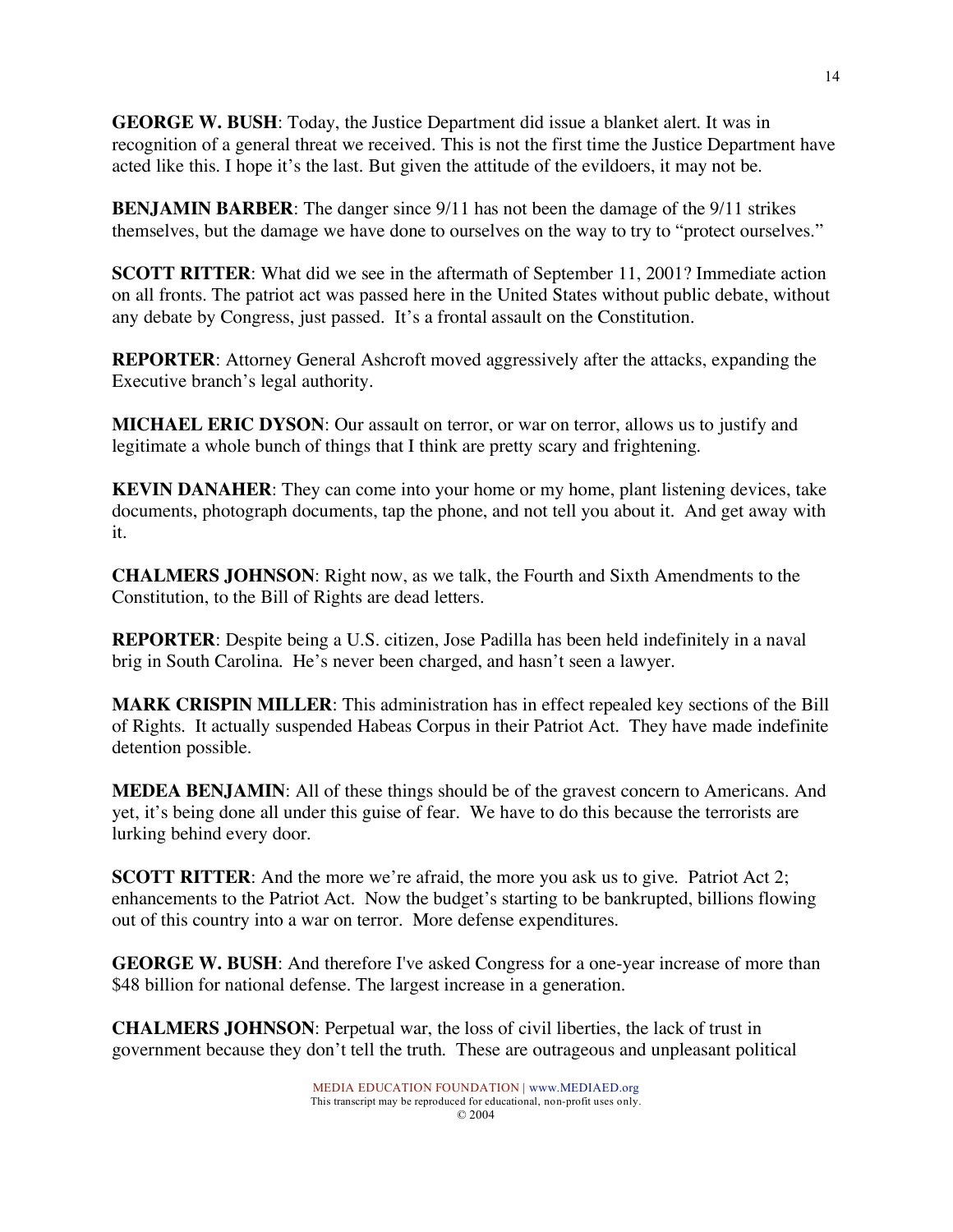**GEORGE W. BUSH**: Today, the Justice Department did issue a blanket alert. It was in recognition of a general threat we received. This is not the first time the Justice Department have acted like this. I hope it's the last. But given the attitude of the evildoers, it may not be.

**BENJAMIN BARBER**: The danger since 9/11 has not been the damage of the 9/11 strikes themselves, but the damage we have done to ourselves on the way to try to "protect ourselves."

**SCOTT RITTER**: What did we see in the aftermath of September 11, 2001? Immediate action on all fronts. The patriot act was passed here in the United States without public debate, without any debate by Congress, just passed. It's a frontal assault on the Constitution.

**REPORTER**: Attorney General Ashcroft moved aggressively after the attacks, expanding the Executive branch's legal authority.

**MICHAEL ERIC DYSON**: Our assault on terror, or war on terror, allows us to justify and legitimate a whole bunch of things that I think are pretty scary and frightening.

**KEVIN DANAHER**: They can come into your home or my home, plant listening devices, take documents, photograph documents, tap the phone, and not tell you about it. And get away with it.

**CHALMERS JOHNSON**: Right now, as we talk, the Fourth and Sixth Amendments to the Constitution, to the Bill of Rights are dead letters.

**REPORTER**: Despite being a U.S. citizen, Jose Padilla has been held indefinitely in a naval brig in South Carolina. He's never been charged, and hasn't seen a lawyer.

**MARK CRISPIN MILLER**: This administration has in effect repealed key sections of the Bill of Rights. It actually suspended Habeas Corpus in their Patriot Act. They have made indefinite detention possible.

**MEDEA BENJAMIN**: All of these things should be of the gravest concern to Americans. And yet, it's being done all under this guise of fear. We have to do this because the terrorists are lurking behind every door.

**SCOTT RITTER**: And the more we're afraid, the more you ask us to give. Patriot Act 2; enhancements to the Patriot Act. Now the budget's starting to be bankrupted, billions flowing out of this country into a war on terror. More defense expenditures.

**GEORGE W. BUSH**: And therefore I've asked Congress for a one-year increase of more than $48 billion for national defense. The largest increase in a generation.

**CHALMERS JOHNSON**: Perpetual war, the loss of civil liberties, the lack of trust in government because they don't tell the truth. These are outrageous and unpleasant political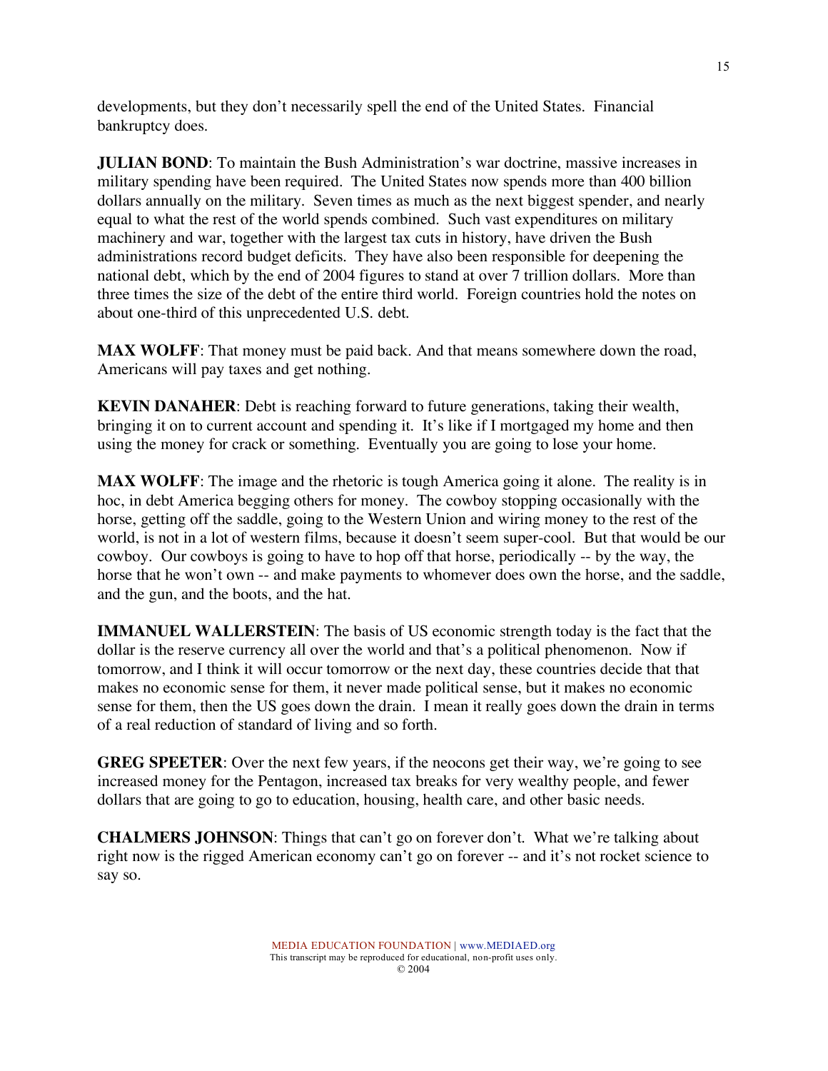developments, but they don't necessarily spell the end of the United States. Financial bankruptcy does.

**JULIAN BOND**: To maintain the Bush Administration's war doctrine, massive increases in military spending have been required. The United States now spends more than 400 billion dollars annually on the military. Seven times as much as the next biggest spender, and nearly equal to what the rest of the world spends combined. Such vast expenditures on military machinery and war, together with the largest tax cuts in history, have driven the Bush administrations record budget deficits. They have also been responsible for deepening the national debt, which by the end of 2004 figures to stand at over 7 trillion dollars. More than three times the size of the debt of the entire third world. Foreign countries hold the notes on about one-third of this unprecedented U.S. debt.

**MAX WOLFF**: That money must be paid back. And that means somewhere down the road, Americans will pay taxes and get nothing.

**KEVIN DANAHER**: Debt is reaching forward to future generations, taking their wealth, bringing it on to current account and spending it. It's like if I mortgaged my home and then using the money for crack or something. Eventually you are going to lose your home.

**MAX WOLFF**: The image and the rhetoric is tough America going it alone. The reality is in hoc, in debt America begging others for money. The cowboy stopping occasionally with the horse, getting off the saddle, going to the Western Union and wiring money to the rest of the world, is not in a lot of western films, because it doesn't seem super-cool. But that would be our cowboy. Our cowboys is going to have to hop off that horse, periodically -- by the way, the horse that he won't own -- and make payments to whomever does own the horse, and the saddle, and the gun, and the boots, and the hat.

**IMMANUEL WALLERSTEIN**: The basis of US economic strength today is the fact that the dollar is the reserve currency all over the world and that's a political phenomenon. Now if tomorrow, and I think it will occur tomorrow or the next day, these countries decide that that makes no economic sense for them, it never made political sense, but it makes no economic sense for them, then the US goes down the drain. I mean it really goes down the drain in terms of a real reduction of standard of living and so forth.

**GREG SPEETER**: Over the next few years, if the neocons get their way, we're going to see increased money for the Pentagon, increased tax breaks for very wealthy people, and fewer dollars that are going to go to education, housing, health care, and other basic needs.

**CHALMERS JOHNSON**: Things that can't go on forever don't. What we're talking about right now is the rigged American economy can't go on forever -- and it's not rocket science to say so.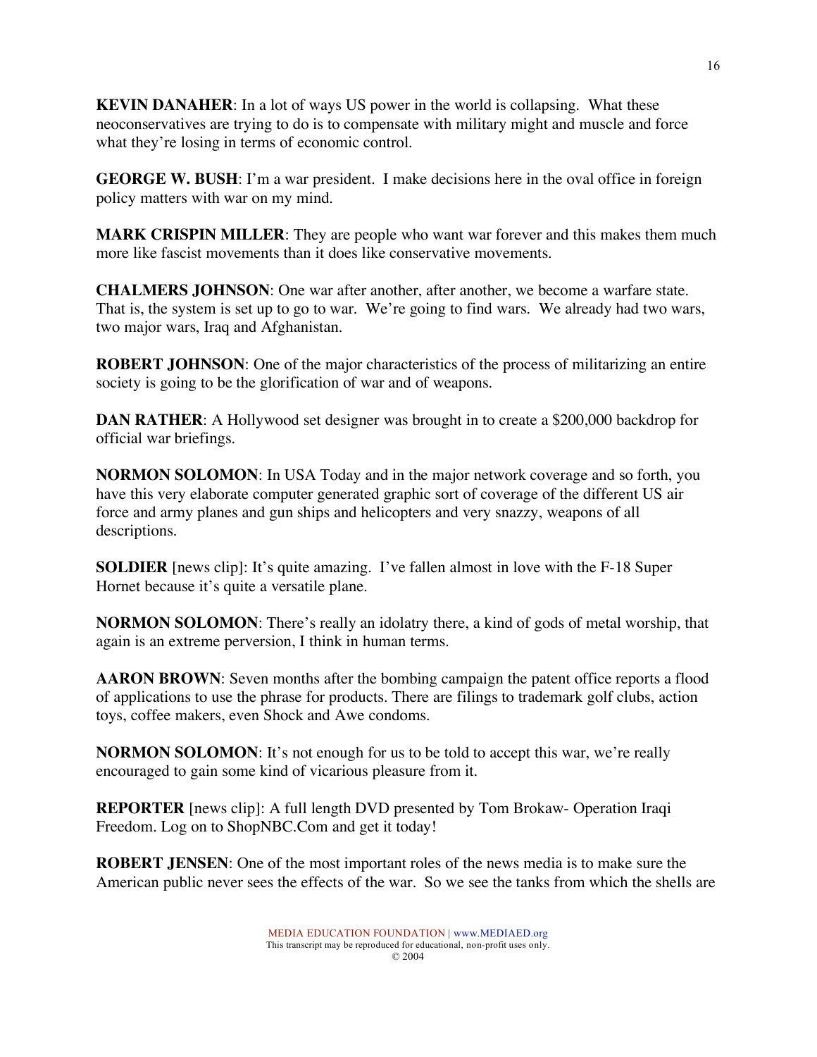**KEVIN DANAHER**: In a lot of ways US power in the world is collapsing. What these neoconservatives are trying to do is to compensate with military might and muscle and force what they're losing in terms of economic control.

**GEORGE W. BUSH**: I'm a war president. I make decisions here in the oval office in foreign policy matters with war on my mind.

**MARK CRISPIN MILLER**: They are people who want war forever and this makes them much more like fascist movements than it does like conservative movements.

**CHALMERS JOHNSON**: One war after another, after another, we become a warfare state. That is, the system is set up to go to war. We're going to find wars. We already had two wars, two major wars, Iraq and Afghanistan.

**ROBERT JOHNSON**: One of the major characteristics of the process of militarizing an entire society is going to be the glorification of war and of weapons.

**DAN RATHER**: A Hollywood set designer was brought in to create a $200,000 backdrop for official war briefings.

**NORMON SOLOMON**: In USA Today and in the major network coverage and so forth, you have this very elaborate computer generated graphic sort of coverage of the different US air force and army planes and gun ships and helicopters and very snazzy, weapons of all descriptions.

**SOLDIER** [news clip]: It's quite amazing. I've fallen almost in love with the F-18 Super Hornet because it's quite a versatile plane.

**NORMON SOLOMON**: There's really an idolatry there, a kind of gods of metal worship, that again is an extreme perversion, I think in human terms.

**AARON BROWN**: Seven months after the bombing campaign the patent office reports a flood of applications to use the phrase for products. There are filings to trademark golf clubs, action toys, coffee makers, even Shock and Awe condoms.

**NORMON SOLOMON**: It's not enough for us to be told to accept this war, we're really encouraged to gain some kind of vicarious pleasure from it.

**REPORTER** [news clip]: A full length DVD presented by Tom Brokaw- Operation Iraqi Freedom. Log on to ShopNBC.Com and get it today!

**ROBERT JENSEN**: One of the most important roles of the news media is to make sure the American public never sees the effects of the war. So we see the tanks from which the shells are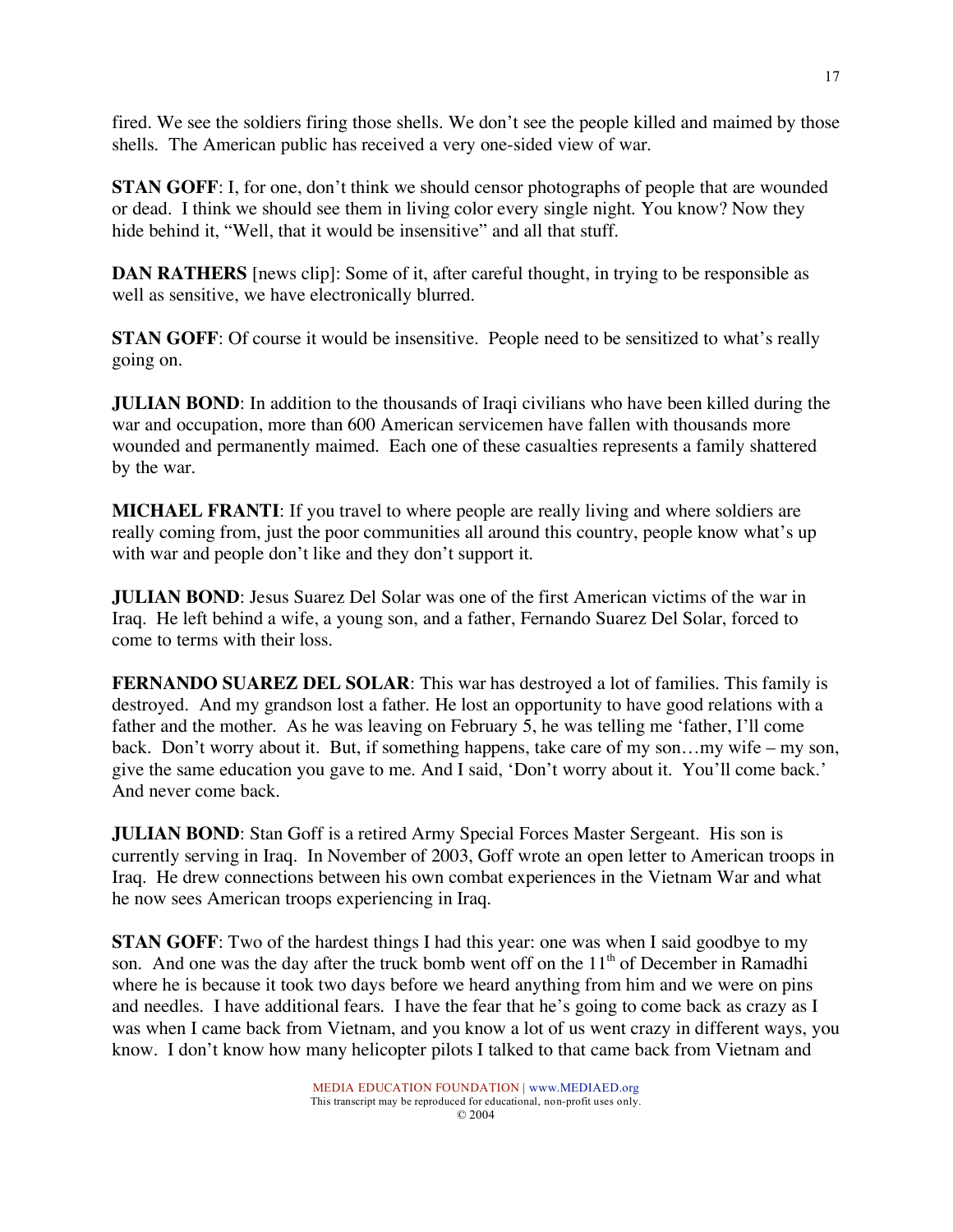fired. We see the soldiers firing those shells. We don't see the people killed and maimed by those shells. The American public has received a very one-sided view of war.

**STAN GOFF**: I, for one, don't think we should censor photographs of people that are wounded or dead. I think we should see them in living color every single night. You know? Now they hide behind it, "Well, that it would be insensitive" and all that stuff.

**DAN RATHERS** [news clip]: Some of it, after careful thought, in trying to be responsible as well as sensitive, we have electronically blurred.

**STAN GOFF**: Of course it would be insensitive. People need to be sensitized to what's really going on.

**JULIAN BOND**: In addition to the thousands of Iraqi civilians who have been killed during the war and occupation, more than 600 American servicemen have fallen with thousands more wounded and permanently maimed. Each one of these casualties represents a family shattered by the war.

**MICHAEL FRANTI**: If you travel to where people are really living and where soldiers are really coming from, just the poor communities all around this country, people know what's up with war and people don't like and they don't support it.

**JULIAN BOND**: Jesus Suarez Del Solar was one of the first American victims of the war in Iraq. He left behind a wife, a young son, and a father, Fernando Suarez Del Solar, forced to come to terms with their loss.

**FERNANDO SUAREZ DEL SOLAR**: This war has destroyed a lot of families. This family is destroyed. And my grandson lost a father. He lost an opportunity to have good relations with a father and the mother. As he was leaving on February 5, he was telling me 'father, I'll come back. Don't worry about it. But, if something happens, take care of my son…my wife – my son, give the same education you gave to me. And I said, 'Don't worry about it. You'll come back.' And never come back.

**JULIAN BOND**: Stan Goff is a retired Army Special Forces Master Sergeant. His son is currently serving in Iraq. In November of 2003, Goff wrote an open letter to American troops in Iraq. He drew connections between his own combat experiences in the Vietnam War and what he now sees American troops experiencing in Iraq.

**STAN GOFF**: Two of the hardest things I had this year: one was when I said goodbye to my son. And one was the day after the truck bomb went off on the 11th of December in Ramadhi where he is because it took two days before we heard anything from him and we were on pins and needles. I have additional fears. I have the fear that he's going to come back as crazy as I was when I came back from Vietnam, and you know a lot of us went crazy in different ways, you know. I don't know how many helicopter pilots I talked to that came back from Vietnam and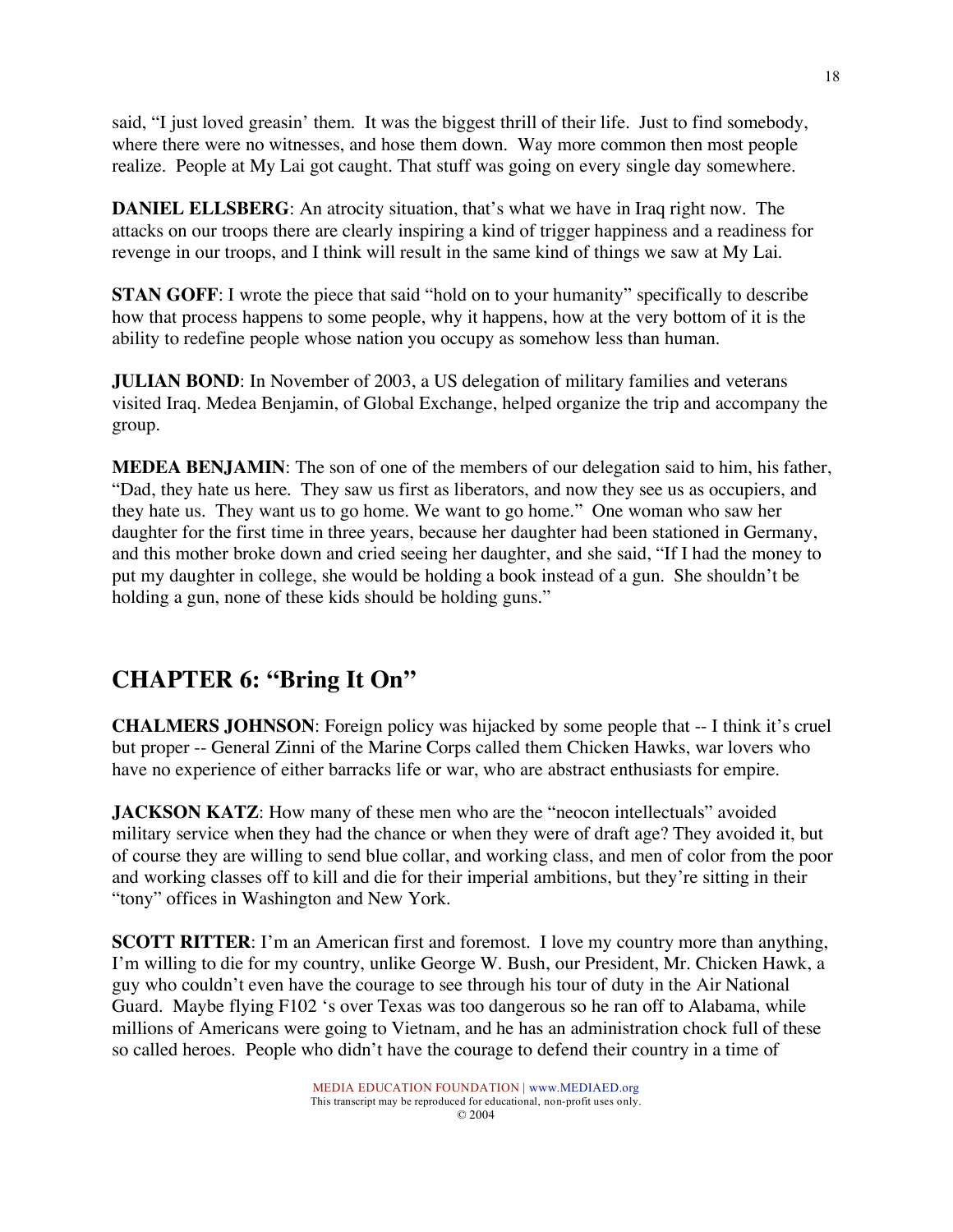said, "I just loved greasin' them. It was the biggest thrill of their life. Just to find somebody, where there were no witnesses, and hose them down. Way more common then most people realize. People at My Lai got caught. That stuff was going on every single day somewhere.

**DANIEL ELLSBERG**: An atrocity situation, that's what we have in Iraq right now. The attacks on our troops there are clearly inspiring a kind of trigger happiness and a readiness for revenge in our troops, and I think will result in the same kind of things we saw at My Lai.

**STAN GOFF**: I wrote the piece that said "hold on to your humanity" specifically to describe how that process happens to some people, why it happens, how at the very bottom of it is the ability to redefine people whose nation you occupy as somehow less than human.

**JULIAN BOND**: In November of 2003, a US delegation of military families and veterans visited Iraq. Medea Benjamin, of Global Exchange, helped organize the trip and accompany the group.

**MEDEA BENJAMIN**: The son of one of the members of our delegation said to him, his father, "Dad, they hate us here. They saw us first as liberators, and now they see us as occupiers, and they hate us. They want us to go home. We want to go home." One woman who saw her daughter for the first time in three years, because her daughter had been stationed in Germany, and this mother broke down and cried seeing her daughter, and she said, "If I had the money to put my daughter in college, she would be holding a book instead of a gun. She shouldn't be holding a gun, none of these kids should be holding guns."

## CHAPTER 6: "Bring It On"

**CHALMERS JOHNSON**: Foreign policy was hijacked by some people that -- I think it's cruel but proper -- General Zinni of the Marine Corps called them Chicken Hawks, war lovers who have no experience of either barracks life or war, who are abstract enthusiasts for empire.

**JACKSON KATZ**: How many of these men who are the "neocon intellectuals" avoided military service when they had the chance or when they were of draft age? They avoided it, but of course they are willing to send blue collar, and working class, and men of color from the poor and working classes off to kill and die for their imperial ambitions, but they're sitting in their "tony" offices in Washington and New York.

**SCOTT RITTER**: I'm an American first and foremost. I love my country more than anything, I'm willing to die for my country, unlike George W. Bush, our President, Mr. Chicken Hawk, a guy who couldn't even have the courage to see through his tour of duty in the Air National Guard. Maybe flying F102 's over Texas was too dangerous so he ran off to Alabama, while millions of Americans were going to Vietnam, and he has an administration chock full of these so called heroes. People who didn't have the courage to defend their country in a time of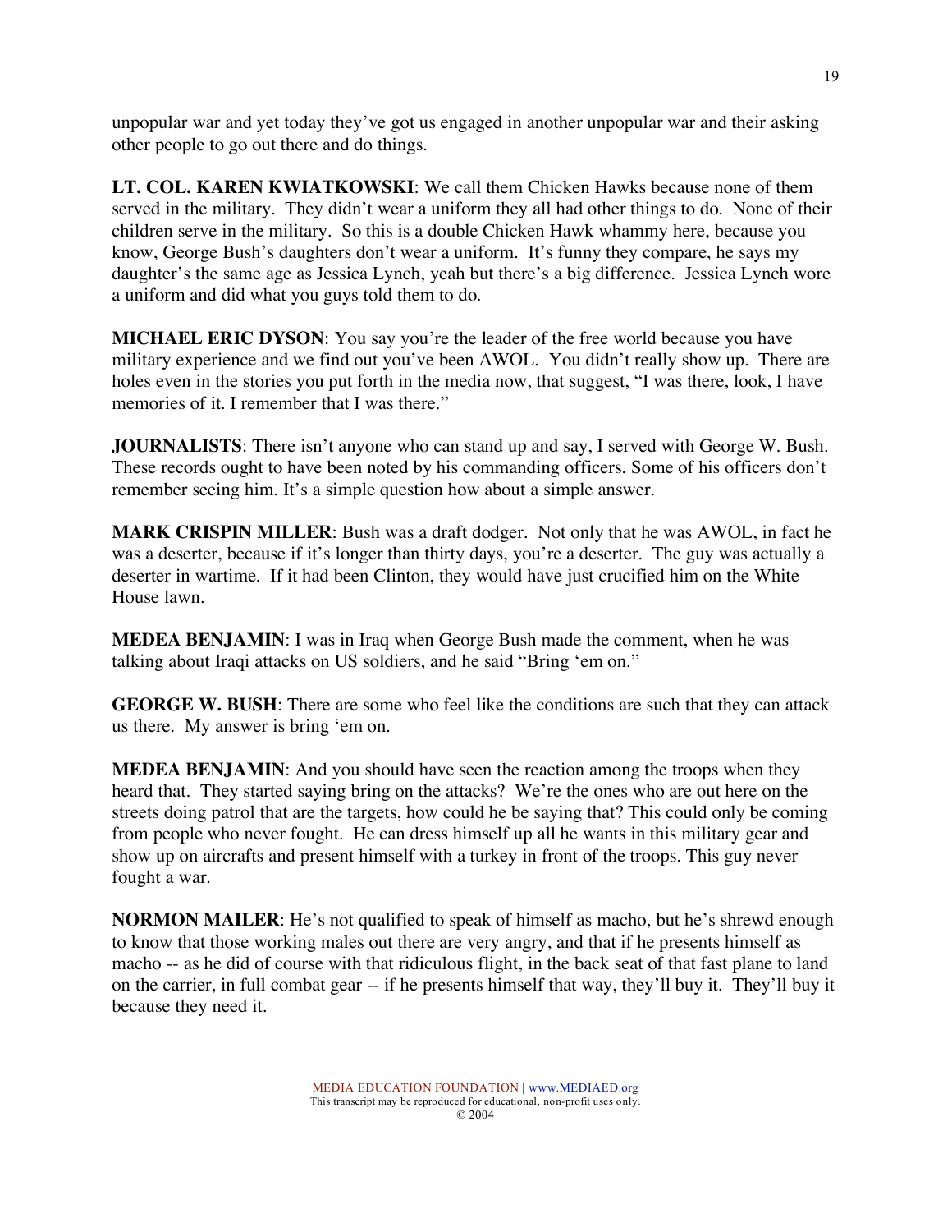unpopular war and yet today they've got us engaged in another unpopular war and their asking other people to go out there and do things.

**LT. COL. KAREN KWIATKOWSKI**: We call them Chicken Hawks because none of them served in the military. They didn't wear a uniform they all had other things to do. None of their children serve in the military. So this is a double Chicken Hawk whammy here, because you know, George Bush's daughters don't wear a uniform. It's funny they compare, he says my daughter's the same age as Jessica Lynch, yeah but there's a big difference. Jessica Lynch wore a uniform and did what you guys told them to do.

**MICHAEL ERIC DYSON**: You say you're the leader of the free world because you have military experience and we find out you've been AWOL. You didn't really show up. There are holes even in the stories you put forth in the media now, that suggest, "I was there, look, I have memories of it. I remember that I was there."

**JOURNALISTS**: There isn't anyone who can stand up and say, I served with George W. Bush. These records ought to have been noted by his commanding officers. Some of his officers don't remember seeing him. It's a simple question how about a simple answer.

**MARK CRISPIN MILLER**: Bush was a draft dodger. Not only that he was AWOL, in fact he was a deserter, because if it's longer than thirty days, you're a deserter. The guy was actually a deserter in wartime. If it had been Clinton, they would have just crucified him on the White House lawn.

**MEDEA BENJAMIN**: I was in Iraq when George Bush made the comment, when he was talking about Iraqi attacks on US soldiers, and he said "Bring 'em on."

**GEORGE W. BUSH**: There are some who feel like the conditions are such that they can attack us there. My answer is bring 'em on.

**MEDEA BENJAMIN**: And you should have seen the reaction among the troops when they heard that. They started saying bring on the attacks? We're the ones who are out here on the streets doing patrol that are the targets, how could he be saying that? This could only be coming from people who never fought. He can dress himself up all he wants in this military gear and show up on aircrafts and present himself with a turkey in front of the troops. This guy never fought a war.

**NORMON MAILER**: He's not qualified to speak of himself as macho, but he's shrewd enough to know that those working males out there are very angry, and that if he presents himself as macho -- as he did of course with that ridiculous flight, in the back seat of that fast plane to land on the carrier, in full combat gear -- if he presents himself that way, they'll buy it. They'll buy it because they need it.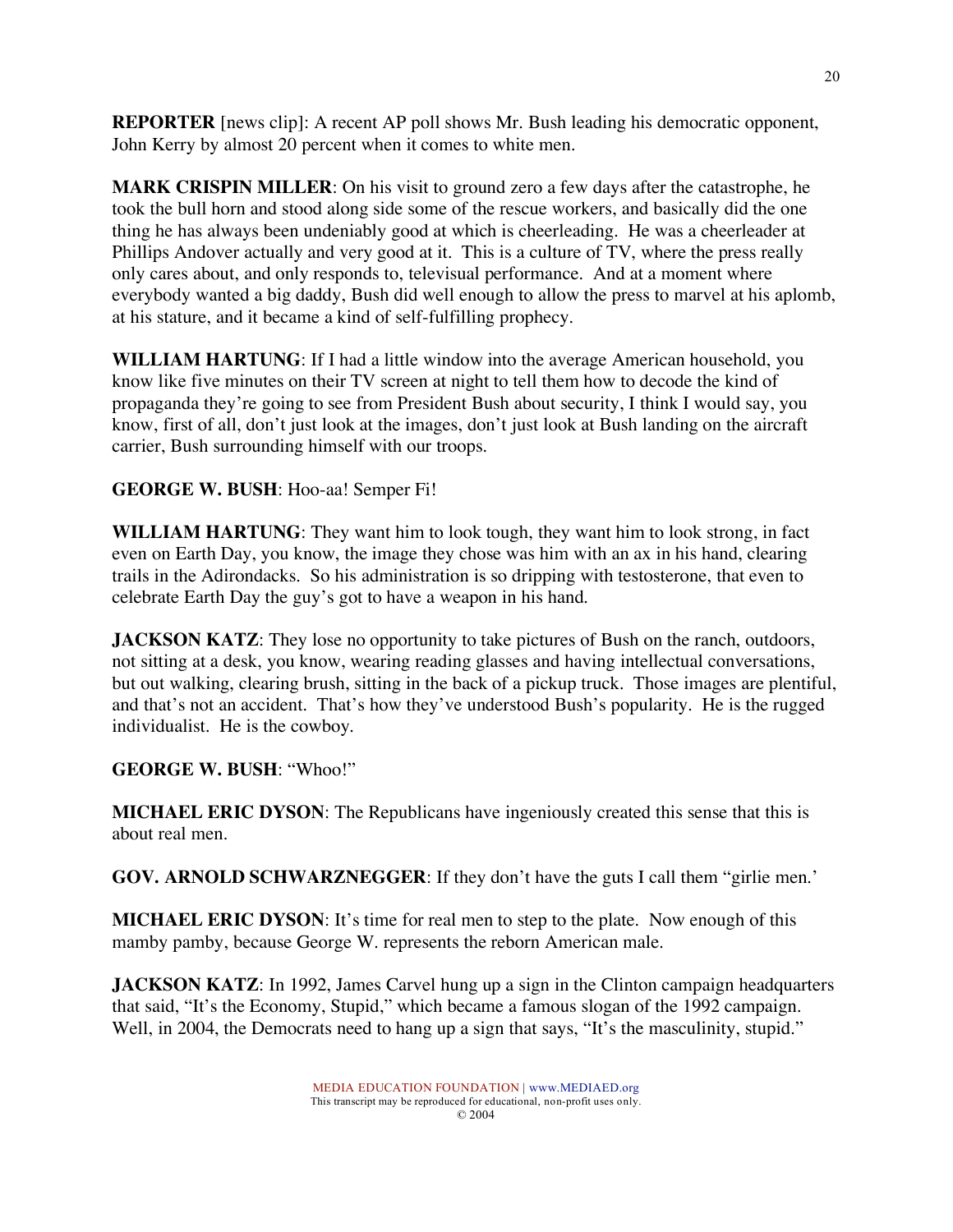**REPORTER** [news clip]: A recent AP poll shows Mr. Bush leading his democratic opponent, John Kerry by almost 20 percent when it comes to white men.

**MARK CRISPIN MILLER**: On his visit to ground zero a few days after the catastrophe, he took the bull horn and stood along side some of the rescue workers, and basically did the one thing he has always been undeniably good at which is cheerleading. He was a cheerleader at Phillips Andover actually and very good at it. This is a culture of TV, where the press really only cares about, and only responds to, televisual performance. And at a moment where everybody wanted a big daddy, Bush did well enough to allow the press to marvel at his aplomb, at his stature, and it became a kind of self-fulfilling prophecy.

**WILLIAM HARTUNG**: If I had a little window into the average American household, you know like five minutes on their TV screen at night to tell them how to decode the kind of propaganda they're going to see from President Bush about security, I think I would say, you know, first of all, don't just look at the images, don't just look at Bush landing on the aircraft carrier, Bush surrounding himself with our troops.

**GEORGE W. BUSH**: Hoo-aa! Semper Fi!

**WILLIAM HARTUNG**: They want him to look tough, they want him to look strong, in fact even on Earth Day, you know, the image they chose was him with an ax in his hand, clearing trails in the Adirondacks. So his administration is so dripping with testosterone, that even to celebrate Earth Day the guy's got to have a weapon in his hand.

**JACKSON KATZ**: They lose no opportunity to take pictures of Bush on the ranch, outdoors, not sitting at a desk, you know, wearing reading glasses and having intellectual conversations, but out walking, clearing brush, sitting in the back of a pickup truck. Those images are plentiful, and that's not an accident. That's how they've understood Bush's popularity. He is the rugged individualist. He is the cowboy.

**GEORGE W. BUSH**: "Whoo!"

**MICHAEL ERIC DYSON**: The Republicans have ingeniously created this sense that this is about real men.

**GOV. ARNOLD SCHWARZNEGGER**: If they don't have the guts I call them "girlie men.'

**MICHAEL ERIC DYSON**: It's time for real men to step to the plate. Now enough of this mamby pamby, because George W. represents the reborn American male.

**JACKSON KATZ**: In 1992, James Carvel hung up a sign in the Clinton campaign headquarters that said, "It's the Economy, Stupid," which became a famous slogan of the 1992 campaign. Well, in 2004, the Democrats need to hang up a sign that says, "It's the masculinity, stupid."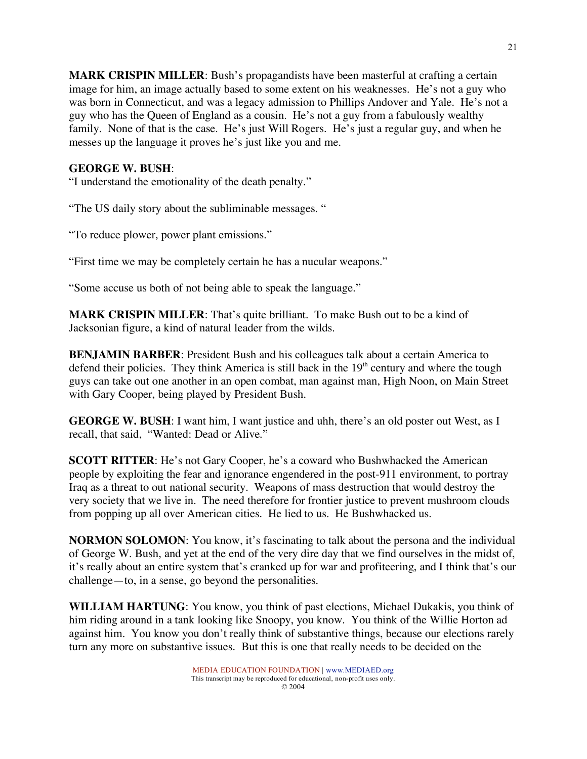**MARK CRISPIN MILLER**: Bush's propagandists have been masterful at crafting a certain image for him, an image actually based to some extent on his weaknesses. He's not a guy who was born in Connecticut, and was a legacy admission to Phillips Andover and Yale. He's not a guy who has the Queen of England as a cousin. He's not a guy from a fabulously wealthy family. None of that is the case. He's just Will Rogers. He's just a regular guy, and when he messes up the language it proves he's just like you and me.

**GEORGE W. BUSH**:
"I understand the emotionality of the death penalty."

"The US daily story about the subliminable messages. "

"To reduce plower, power plant emissions."

"First time we may be completely certain he has a nucular weapons."

"Some accuse us both of not being able to speak the language."

**MARK CRISPIN MILLER**: That's quite brilliant. To make Bush out to be a kind of Jacksonian figure, a kind of natural leader from the wilds.

**BENJAMIN BARBER**: President Bush and his colleagues talk about a certain America to defend their policies. They think America is still back in the 19th century and where the tough guys can take out one another in an open combat, man against man, High Noon, on Main Street with Gary Cooper, being played by President Bush.

**GEORGE W. BUSH**: I want him, I want justice and uhh, there's an old poster out West, as I recall, that said, "Wanted: Dead or Alive."

**SCOTT RITTER**: He's not Gary Cooper, he's a coward who Bushwhacked the American people by exploiting the fear and ignorance engendered in the post-911 environment, to portray Iraq as a threat to out national security. Weapons of mass destruction that would destroy the very society that we live in. The need therefore for frontier justice to prevent mushroom clouds from popping up all over American cities. He lied to us. He Bushwhacked us.

**NORMON SOLOMON**: You know, it's fascinating to talk about the persona and the individual of George W. Bush, and yet at the end of the very dire day that we find ourselves in the midst of, it's really about an entire system that's cranked up for war and profiteering, and I think that's our challenge—to, in a sense, go beyond the personalities.

**WILLIAM HARTUNG**: You know, you think of past elections, Michael Dukakis, you think of him riding around in a tank looking like Snoopy, you know. You think of the Willie Horton ad against him. You know you don't really think of substantive things, because our elections rarely turn any more on substantive issues. But this is one that really needs to be decided on the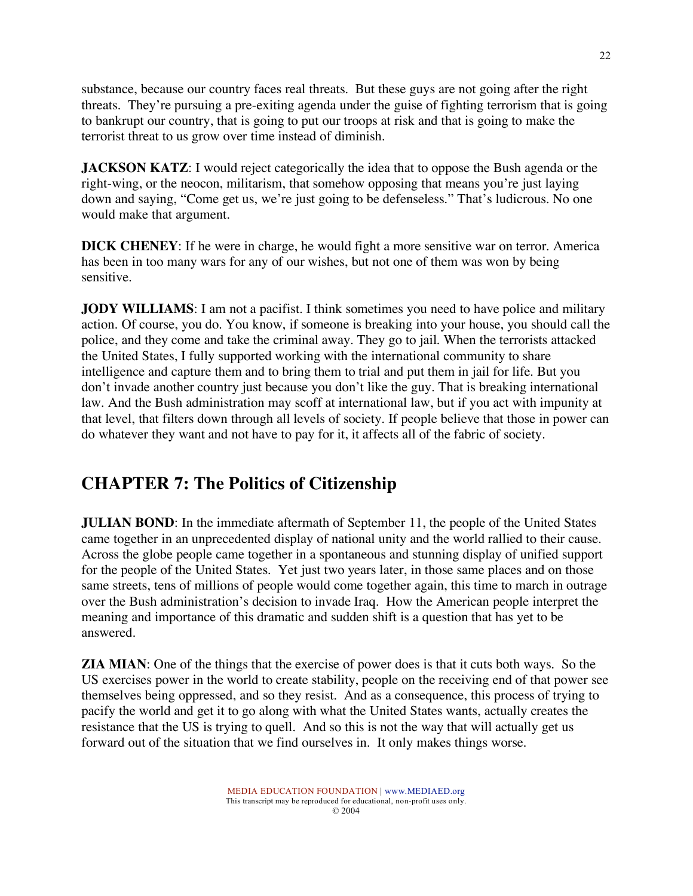substance, because our country faces real threats. But these guys are not going after the right threats. They're pursuing a pre-exiting agenda under the guise of fighting terrorism that is going to bankrupt our country, that is going to put our troops at risk and that is going to make the terrorist threat to us grow over time instead of diminish.

**JACKSON KATZ**: I would reject categorically the idea that to oppose the Bush agenda or the right-wing, or the neocon, militarism, that somehow opposing that means you're just laying down and saying, "Come get us, we're just going to be defenseless." That's ludicrous. No one would make that argument.

**DICK CHENEY**: If he were in charge, he would fight a more sensitive war on terror. America has been in too many wars for any of our wishes, but not one of them was won by being sensitive.

**JODY WILLIAMS**: I am not a pacifist. I think sometimes you need to have police and military action. Of course, you do. You know, if someone is breaking into your house, you should call the police, and they come and take the criminal away. They go to jail. When the terrorists attacked the United States, I fully supported working with the international community to share intelligence and capture them and to bring them to trial and put them in jail for life. But you don't invade another country just because you don't like the guy. That is breaking international law. And the Bush administration may scoff at international law, but if you act with impunity at that level, that filters down through all levels of society. If people believe that those in power can do whatever they want and not have to pay for it, it affects all of the fabric of society.

## CHAPTER 7: The Politics of Citizenship

**JULIAN BOND**: In the immediate aftermath of September 11, the people of the United States came together in an unprecedented display of national unity and the world rallied to their cause. Across the globe people came together in a spontaneous and stunning display of unified support for the people of the United States. Yet just two years later, in those same places and on those same streets, tens of millions of people would come together again, this time to march in outrage over the Bush administration's decision to invade Iraq. How the American people interpret the meaning and importance of this dramatic and sudden shift is a question that has yet to be answered.

**ZIA MIAN**: One of the things that the exercise of power does is that it cuts both ways. So the US exercises power in the world to create stability, people on the receiving end of that power see themselves being oppressed, and so they resist. And as a consequence, this process of trying to pacify the world and get it to go along with what the United States wants, actually creates the resistance that the US is trying to quell. And so this is not the way that will actually get us forward out of the situation that we find ourselves in. It only makes things worse.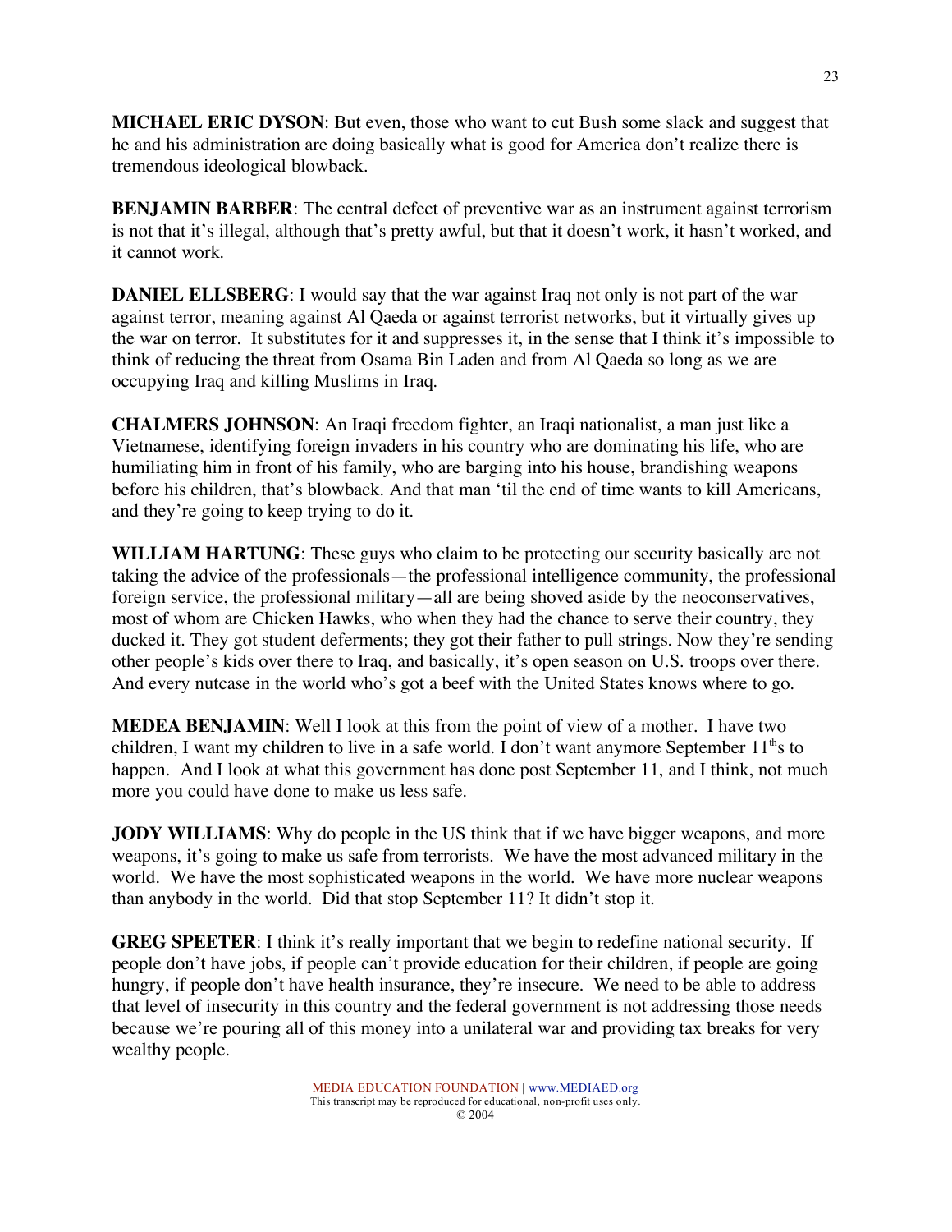**MICHAEL ERIC DYSON**: But even, those who want to cut Bush some slack and suggest that he and his administration are doing basically what is good for America don't realize there is tremendous ideological blowback.

**BENJAMIN BARBER**: The central defect of preventive war as an instrument against terrorism is not that it's illegal, although that's pretty awful, but that it doesn't work, it hasn't worked, and it cannot work.

**DANIEL ELLSBERG**: I would say that the war against Iraq not only is not part of the war against terror, meaning against Al Qaeda or against terrorist networks, but it virtually gives up the war on terror. It substitutes for it and suppresses it, in the sense that I think it's impossible to think of reducing the threat from Osama Bin Laden and from Al Qaeda so long as we are occupying Iraq and killing Muslims in Iraq.

**CHALMERS JOHNSON**: An Iraqi freedom fighter, an Iraqi nationalist, a man just like a Vietnamese, identifying foreign invaders in his country who are dominating his life, who are humiliating him in front of his family, who are barging into his house, brandishing weapons before his children, that's blowback. And that man 'til the end of time wants to kill Americans, and they're going to keep trying to do it.

**WILLIAM HARTUNG**: These guys who claim to be protecting our security basically are not taking the advice of the professionals—the professional intelligence community, the professional foreign service, the professional military—all are being shoved aside by the neoconservatives, most of whom are Chicken Hawks, who when they had the chance to serve their country, they ducked it. They got student deferments; they got their father to pull strings. Now they're sending other people's kids over there to Iraq, and basically, it's open season on U.S. troops over there. And every nutcase in the world who's got a beef with the United States knows where to go.

**MEDEA BENJAMIN**: Well I look at this from the point of view of a mother. I have two children, I want my children to live in a safe world. I don't want anymore September 11th's to happen. And I look at what this government has done post September 11, and I think, not much more you could have done to make us less safe.

**JODY WILLIAMS**: Why do people in the US think that if we have bigger weapons, and more weapons, it's going to make us safe from terrorists. We have the most advanced military in the world. We have the most sophisticated weapons in the world. We have more nuclear weapons than anybody in the world. Did that stop September 11? It didn't stop it.

**GREG SPEETER**: I think it's really important that we begin to redefine national security. If people don't have jobs, if people can't provide education for their children, if people are going hungry, if people don't have health insurance, they're insecure. We need to be able to address that level of insecurity in this country and the federal government is not addressing those needs because we're pouring all of this money into a unilateral war and providing tax breaks for very wealthy people.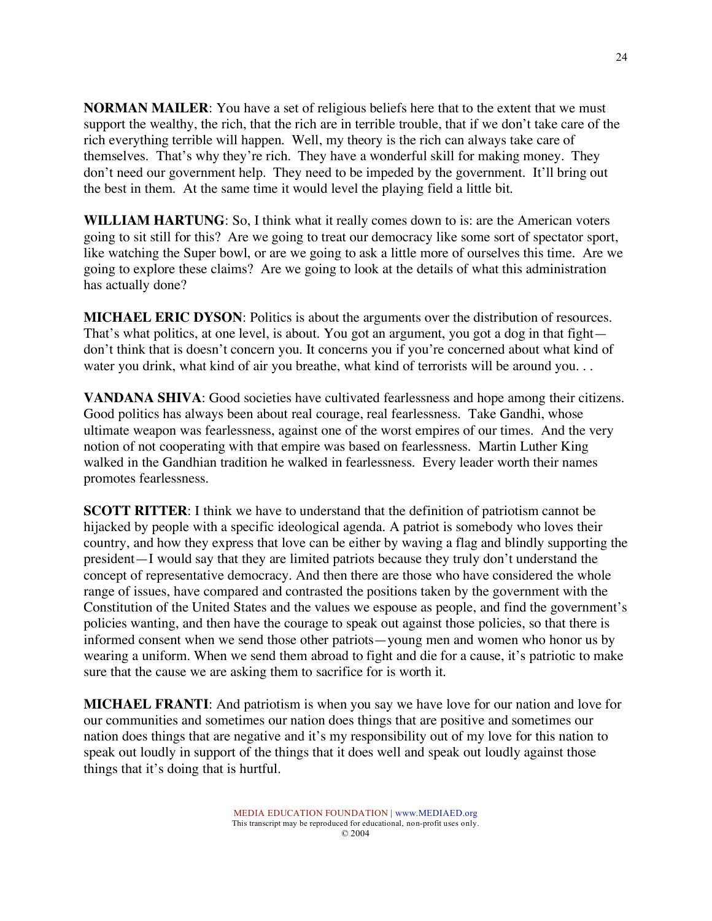**NORMAN MAILER**: You have a set of religious beliefs here that to the extent that we must support the wealthy, the rich, that the rich are in terrible trouble, that if we don't take care of the rich everything terrible will happen. Well, my theory is the rich can always take care of themselves. That's why they're rich. They have a wonderful skill for making money. They don't need our government help. They need to be impeded by the government. It'll bring out the best in them. At the same time it would level the playing field a little bit.

**WILLIAM HARTUNG**: So, I think what it really comes down to is: are the American voters going to sit still for this? Are we going to treat our democracy like some sort of spectator sport, like watching the Super bowl, or are we going to ask a little more of ourselves this time. Are we going to explore these claims? Are we going to look at the details of what this administration has actually done?

**MICHAEL ERIC DYSON**: Politics is about the arguments over the distribution of resources. That's what politics, at one level, is about. You got an argument, you got a dog in that fight—don't think that is doesn't concern you. It concerns you if you're concerned about what kind of water you drink, what kind of air you breathe, what kind of terrorists will be around you. . .

**VANDANA SHIVA**: Good societies have cultivated fearlessness and hope among their citizens. Good politics has always been about real courage, real fearlessness. Take Gandhi, whose ultimate weapon was fearlessness, against one of the worst empires of our times. And the very notion of not cooperating with that empire was based on fearlessness. Martin Luther King walked in the Gandhian tradition he walked in fearlessness. Every leader worth their names promotes fearlessness.

**SCOTT RITTER**: I think we have to understand that the definition of patriotism cannot be hijacked by people with a specific ideological agenda. A patriot is somebody who loves their country, and how they express that love can be either by waving a flag and blindly supporting the president—I would say that they are limited patriots because they truly don't understand the concept of representative democracy. And then there are those who have considered the whole range of issues, have compared and contrasted the positions taken by the government with the Constitution of the United States and the values we espouse as people, and find the government's policies wanting, and then have the courage to speak out against those policies, so that there is informed consent when we send those other patriots—young men and women who honor us by wearing a uniform. When we send them abroad to fight and die for a cause, it's patriotic to make sure that the cause we are asking them to sacrifice for is worth it.

**MICHAEL FRANTI**: And patriotism is when you say we have love for our nation and love for our communities and sometimes our nation does things that are positive and sometimes our nation does things that are negative and it's my responsibility out of my love for this nation to speak out loudly in support of the things that it does well and speak out loudly against those things that it's doing that is hurtful.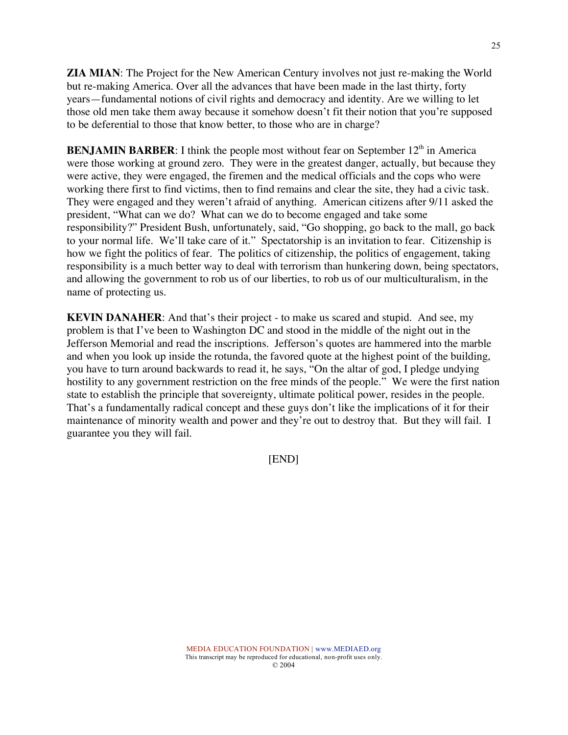**ZIA MIAN**: The Project for the New American Century involves not just re-making the World but re-making America. Over all the advances that have been made in the last thirty, forty years—fundamental notions of civil rights and democracy and identity. Are we willing to let those old men take them away because it somehow doesn't fit their notion that you're supposed to be deferential to those that know better, to those who are in charge?

**BENJAMIN BARBER**: I think the people most without fear on September 12th in America were those working at ground zero. They were in the greatest danger, actually, but because they were active, they were engaged, the firemen and the medical officials and the cops who were working there first to find victims, then to find remains and clear the site, they had a civic task. They were engaged and they weren't afraid of anything. American citizens after 9/11 asked the president, "What can we do? What can we do to become engaged and take some responsibility?" President Bush, unfortunately, said, "Go shopping, go back to the mall, go back to your normal life. We'll take care of it." Spectatorship is an invitation to fear. Citizenship is how we fight the politics of fear. The politics of citizenship, the politics of engagement, taking responsibility is a much better way to deal with terrorism than hunkering down, being spectators, and allowing the government to rob us of our liberties, to rob us of our multiculturalism, in the name of protecting us.

**KEVIN DANAHER**: And that's their project - to make us scared and stupid. And see, my problem is that I've been to Washington DC and stood in the middle of the night out in the Jefferson Memorial and read the inscriptions. Jefferson's quotes are hammered into the marble and when you look up inside the rotunda, the favored quote at the highest point of the building, you have to turn around backwards to read it, he says, "On the altar of god, I pledge undying hostility to any government restriction on the free minds of the people." We were the first nation state to establish the principle that sovereignty, ultimate political power, resides in the people. That's a fundamentally radical concept and these guys don't like the implications of it for their maintenance of minority wealth and power and they're out to destroy that. But they will fail. I guarantee you they will fail.

[END]